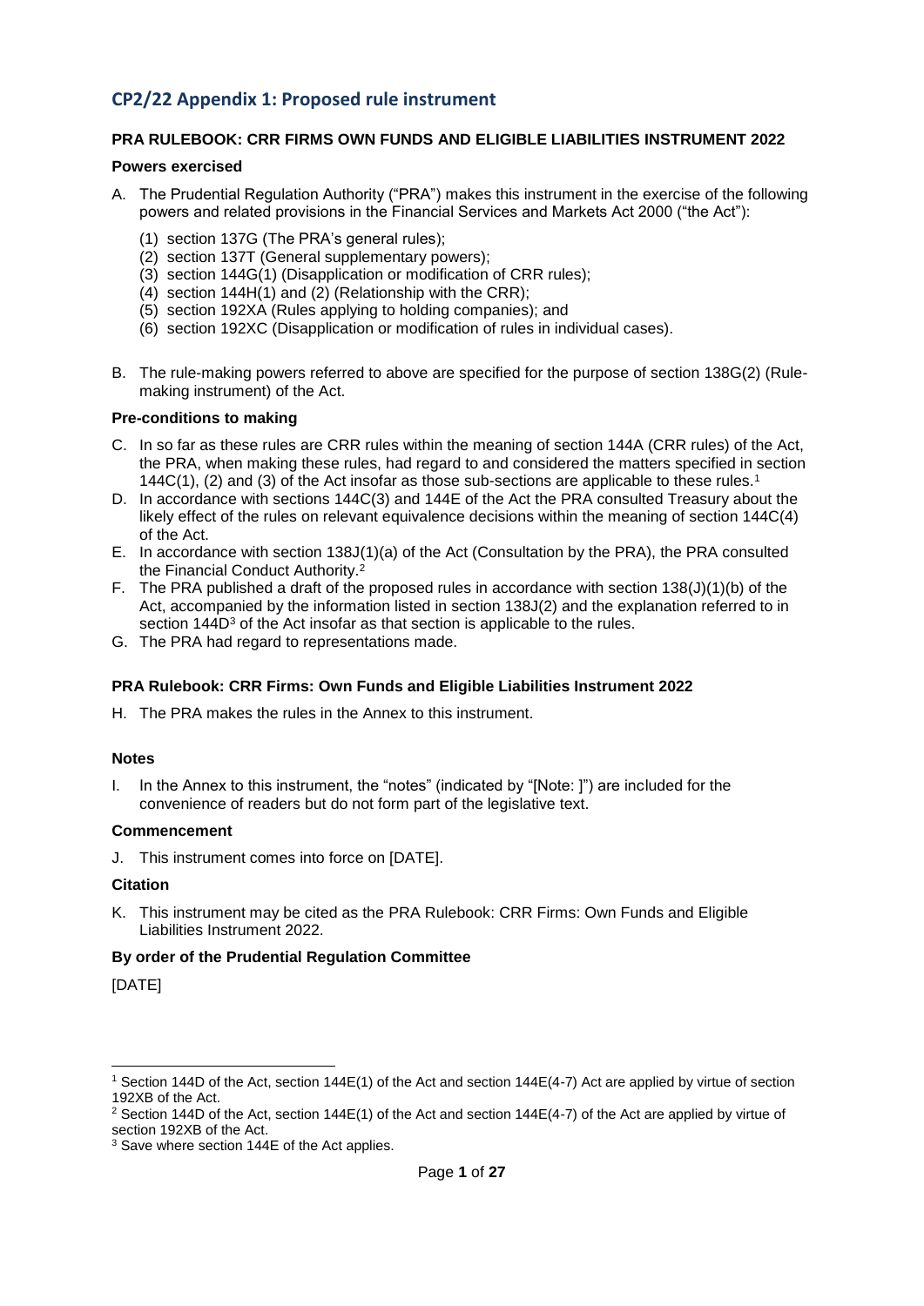## CP2/22 Appendix 1: Proposed rule instrument

**PRA RULEBOOK: CRR FIRMS OWN FUNDS AND ELIGIBLE LIABILITIES INSTRUMENT 2022**

**Powers exercised**

A. The Prudential Regulation Authority ("PRA") makes this instrument in the exercise of the following powers and related provisions in the Financial Services and Markets Act 2000 ("the Act"):

   (1) section 137G (The PRA's general rules);
   (2) section 137T (General supplementary powers);
   (3) section 144G(1) (Disapplication or modification of CRR rules);
   (4) section 144H(1) and (2) (Relationship with the CRR);
   (5) section 192XA (Rules applying to holding companies); and
   (6) section 192XC (Disapplication or modification of rules in individual cases).

B. The rule-making powers referred to above are specified for the purpose of section 138G(2) (Rule-making instrument) of the Act.

**Pre-conditions to making**

C. In so far as these rules are CRR rules within the meaning of section 144A (CRR rules) of the Act, the PRA, when making these rules, had regard to and considered the matters specified in section 144C(1), (2) and (3) of the Act insofar as those sub-sections are applicable to these rules.[1]

D. In accordance with sections 144C(3) and 144E of the Act the PRA consulted Treasury about the likely effect of the rules on relevant equivalence decisions within the meaning of section 144C(4) of the Act.

E. In accordance with section 138J(1)(a) of the Act (Consultation by the PRA), the PRA consulted the Financial Conduct Authority.[2]

F. The PRA published a draft of the proposed rules in accordance with section 138(J)(1)(b) of the Act, accompanied by the information listed in section 138J(2) and the explanation referred to in section 144D[3] of the Act insofar as that section is applicable to the rules.

G. The PRA had regard to representations made.

**PRA Rulebook: CRR Firms: Own Funds and Eligible Liabilities Instrument 2022**

H. The PRA makes the rules in the Annex to this instrument.

**Notes**

I. In the Annex to this instrument, the "notes" (indicated by "[Note: ]") are included for the convenience of readers but do not form part of the legislative text.

**Commencement**

J. This instrument comes into force on [DATE].

**Citation**

K. This instrument may be cited as the PRA Rulebook: CRR Firms: Own Funds and Eligible Liabilities Instrument 2022.

**By order of the Prudential Regulation Committee**

[DATE]

---

[1] Section 144D of the Act, section 144E(1) of the Act and section 144E(4-7) Act are applied by virtue of section 192XB of the Act.

[2] Section 144D of the Act, section 144E(1) of the Act and section 144E(4-7) of the Act are applied by virtue of section 192XB of the Act.

[3] Save where section 144E of the Act applies.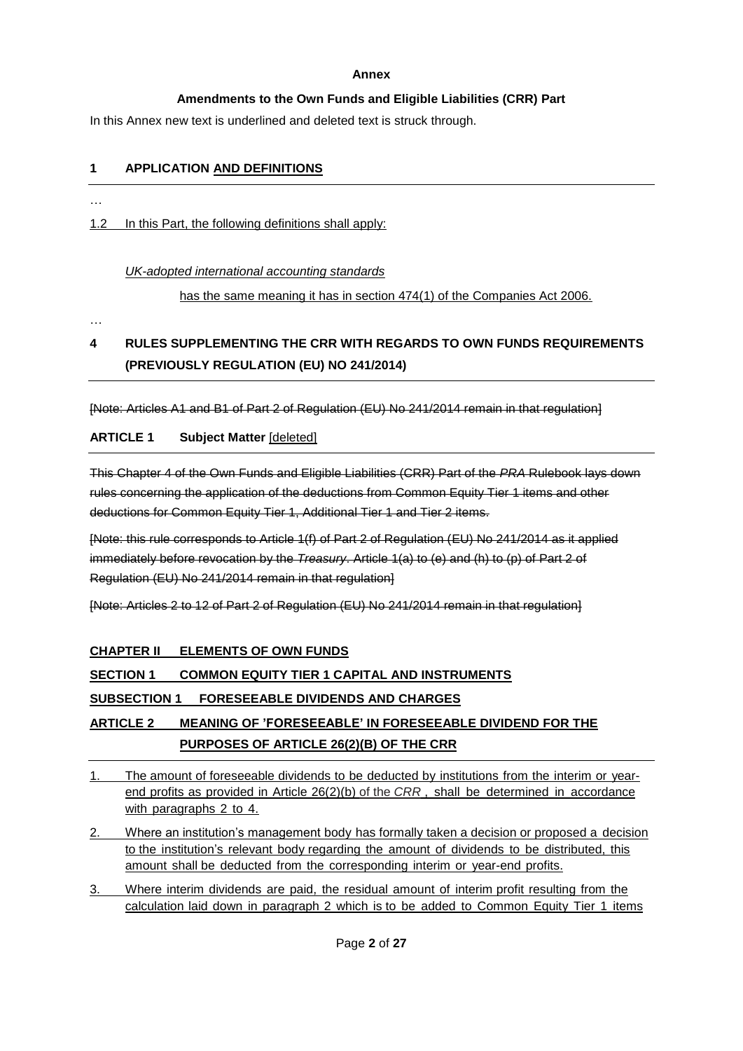**Annex**

**Amendments to the Own Funds and Eligible Liabilities (CRR) Part**

In this Annex new text is underlined and deleted text is struck through.

## 1 APPLICATION <u>AND DEFINITIONS</u>

…

<u>1.2 In this Part, the following definitions shall apply:</u>

<u>*UK-adopted international accounting standards*</u>

<u>has the same meaning it has in section 474(1) of the Companies Act 2006.</u>

…

## 4 RULES SUPPLEMENTING THE CRR WITH REGARDS TO OWN FUNDS REQUIREMENTS (PREVIOUSLY REGULATION (EU) NO 241/2014)

~~[Note: Articles A1 and B1 of Part 2 of Regulation (EU) No 241/2014 remain in that regulation]~~

**ARTICLE 1 Subject Matter** <u>[deleted]</u>

~~This Chapter 4 of the Own Funds and Eligible Liabilities (CRR) Part of the *PRA* Rulebook lays down rules concerning the application of the deductions from Common Equity Tier 1 items and other deductions for Common Equity Tier 1, Additional Tier 1 and Tier 2 items.~~

~~[Note: this rule corresponds to Article 1(f) of Part 2 of Regulation (EU) No 241/2014 as it applied immediately before revocation by the *Treasury*. Article 1(a) to (e) and (h) to (p) of Part 2 of Regulation (EU) No 241/2014 remain in that regulation]~~

~~[Note: Articles 2 to 12 of Part 2 of Regulation (EU) No 241/2014 remain in that regulation]~~

**<u>CHAPTER II ELEMENTS OF OWN FUNDS</u>**

**<u>SECTION 1 COMMON EQUITY TIER 1 CAPITAL AND INSTRUMENTS</u>**

**<u>SUBSECTION 1 FORESEEABLE DIVIDENDS AND CHARGES</u>**

**<u>ARTICLE 2 MEANING OF 'FORESEEABLE' IN FORESEEABLE DIVIDEND FOR THE PURPOSES OF ARTICLE 26(2)(B) OF THE CRR</u>**

1. <u>The amount of foreseeable dividends to be deducted by institutions from the interim or year-end profits as provided in Article 26(2)(b) of the *CRR* , shall be determined in accordance with paragraphs 2 to 4.</u>
2. <u>Where an institution's management body has formally taken a decision or proposed a decision to the institution's relevant body regarding the amount of dividends to be distributed, this amount shall be deducted from the corresponding interim or year-end profits.</u>
3. <u>Where interim dividends are paid, the residual amount of interim profit resulting from the calculation laid down in paragraph 2 which is to be added to Common Equity Tier 1 items</u>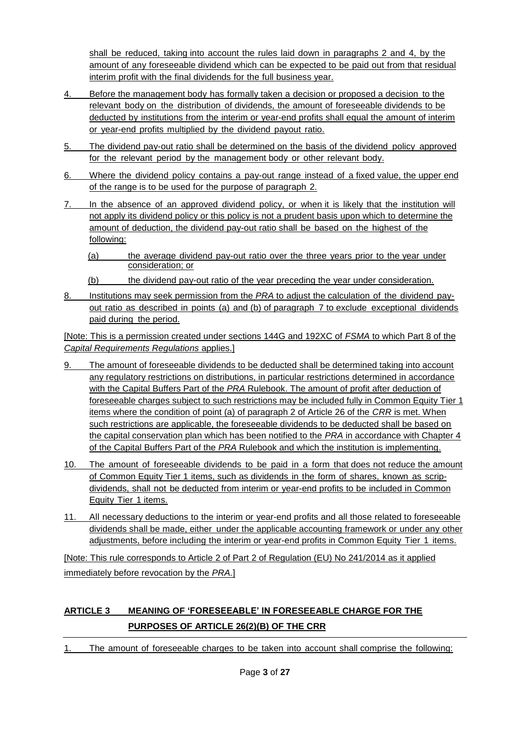shall be reduced, taking into account the rules laid down in paragraphs 2 and 4, by the amount of any foreseeable dividend which can be expected to be paid out from that residual interim profit with the final dividends for the full business year.

4. Before the management body has formally taken a decision or proposed a decision to the relevant body on the distribution of dividends, the amount of foreseeable dividends to be deducted by institutions from the interim or year-end profits shall equal the amount of interim or year-end profits multiplied by the dividend payout ratio.

5. The dividend pay-out ratio shall be determined on the basis of the dividend policy approved for the relevant period by the management body or other relevant body.

6. Where the dividend policy contains a pay-out range instead of a fixed value, the upper end of the range is to be used for the purpose of paragraph 2.

7. In the absence of an approved dividend policy, or when it is likely that the institution will not apply its dividend policy or this policy is not a prudent basis upon which to determine the amount of deduction, the dividend pay-out ratio shall be based on the highest of the following:

   (a) the average dividend pay-out ratio over the three years prior to the year under consideration; or

   (b) the dividend pay-out ratio of the year preceding the year under consideration.

8. Institutions may seek permission from the *PRA* to adjust the calculation of the dividend pay-out ratio as described in points (a) and (b) of paragraph 7 to exclude exceptional dividends paid during the period.

[Note: This is a permission created under sections 144G and 192XC of *FSMA* to which Part 8 of the *Capital Requirements Regulations* applies.]

9. The amount of foreseeable dividends to be deducted shall be determined taking into account any regulatory restrictions on distributions, in particular restrictions determined in accordance with the Capital Buffers Part of the *PRA* Rulebook. The amount of profit after deduction of foreseeable charges subject to such restrictions may be included fully in Common Equity Tier 1 items where the condition of point (a) of paragraph 2 of Article 26 of the *CRR* is met. When such restrictions are applicable, the foreseeable dividends to be deducted shall be based on the capital conservation plan which has been notified to the *PRA* in accordance with Chapter 4 of the Capital Buffers Part of the *PRA* Rulebook and which the institution is implementing.

10. The amount of foreseeable dividends to be paid in a form that does not reduce the amount of Common Equity Tier 1 items, such as dividends in the form of shares, known as scrip-dividends, shall not be deducted from interim or year-end profits to be included in Common Equity Tier 1 items.

11. All necessary deductions to the interim or year-end profits and all those related to foreseeable dividends shall be made, either under the applicable accounting framework or under any other adjustments, before including the interim or year-end profits in Common Equity Tier 1 items.

[Note: This rule corresponds to Article 2 of Part 2 of Regulation (EU) No 241/2014 as it applied immediately before revocation by the *PRA*.]

## ARTICLE 3 MEANING OF 'FORESEEABLE' IN FORESEEABLE CHARGE FOR THE PURPOSES OF ARTICLE 26(2)(B) OF THE CRR

1. The amount of foreseeable charges to be taken into account shall comprise the following: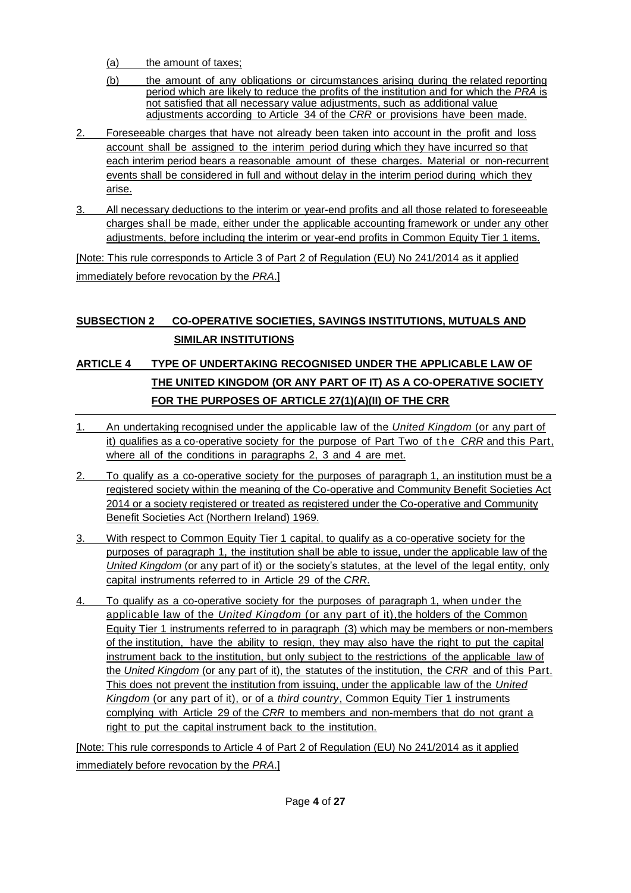(a) the amount of taxes;

(b) the amount of any obligations or circumstances arising during the related reporting period which are likely to reduce the profits of the institution and for which the *PRA* is not satisfied that all necessary value adjustments, such as additional value adjustments according to Article 34 of the *CRR* or provisions have been made.

2. Foreseeable charges that have not already been taken into account in the profit and loss account shall be assigned to the interim period during which they have incurred so that each interim period bears a reasonable amount of these charges. Material or non-recurrent events shall be considered in full and without delay in the interim period during which they arise.

3. All necessary deductions to the interim or year-end profits and all those related to foreseeable charges shall be made, either under the applicable accounting framework or under any other adjustments, before including the interim or year-end profits in Common Equity Tier 1 items.

[Note: This rule corresponds to Article 3 of Part 2 of Regulation (EU) No 241/2014 as it applied immediately before revocation by the *PRA*.]

## SUBSECTION 2 CO-OPERATIVE SOCIETIES, SAVINGS INSTITUTIONS, MUTUALS AND SIMILAR INSTITUTIONS

## ARTICLE 4 TYPE OF UNDERTAKING RECOGNISED UNDER THE APPLICABLE LAW OF THE UNITED KINGDOM (OR ANY PART OF IT) AS A CO-OPERATIVE SOCIETY FOR THE PURPOSES OF ARTICLE 27(1)(A)(II) OF THE CRR

1. An undertaking recognised under the applicable law of the *United Kingdom* (or any part of it) qualifies as a co-operative society for the purpose of Part Two of the *CRR* and this Part, where all of the conditions in paragraphs 2, 3 and 4 are met.

2. To qualify as a co-operative society for the purposes of paragraph 1, an institution must be a registered society within the meaning of the Co-operative and Community Benefit Societies Act 2014 or a society registered or treated as registered under the Co-operative and Community Benefit Societies Act (Northern Ireland) 1969.

3. With respect to Common Equity Tier 1 capital, to qualify as a co-operative society for the purposes of paragraph 1, the institution shall be able to issue, under the applicable law of the *United Kingdom* (or any part of it) or the society's statutes, at the level of the legal entity, only capital instruments referred to in Article 29 of the *CRR*.

4. To qualify as a co-operative society for the purposes of paragraph 1, when under the applicable law of the *United Kingdom* (or any part of it), the holders of the Common Equity Tier 1 instruments referred to in paragraph (3) which may be members or non-members of the institution, have the ability to resign, they may also have the right to put the capital instrument back to the institution, but only subject to the restrictions of the applicable law of the *United Kingdom* (or any part of it), the statutes of the institution, the *CRR* and of this Part. This does not prevent the institution from issuing, under the applicable law of the *United Kingdom* (or any part of it), or of a *third country*, Common Equity Tier 1 instruments complying with Article 29 of the *CRR* to members and non-members that do not grant a right to put the capital instrument back to the institution.

[Note: This rule corresponds to Article 4 of Part 2 of Regulation (EU) No 241/2014 as it applied immediately before revocation by the *PRA*.]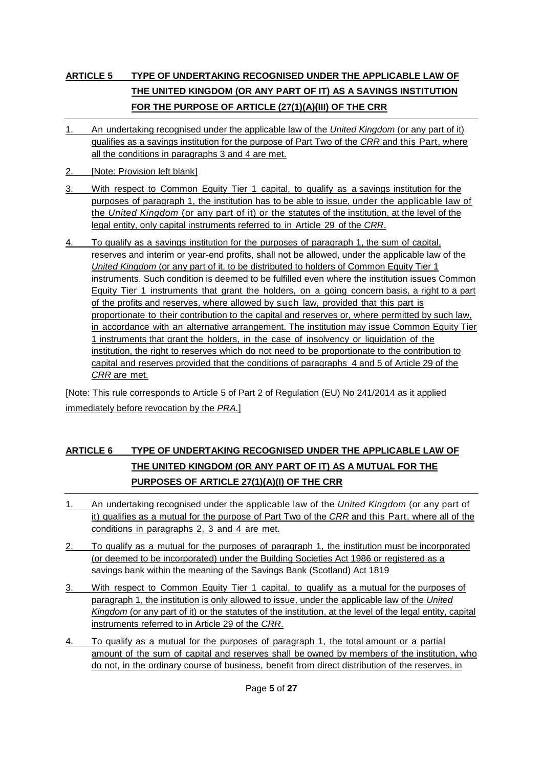## ARTICLE 5 TYPE OF UNDERTAKING RECOGNISED UNDER THE APPLICABLE LAW OF THE UNITED KINGDOM (OR ANY PART OF IT) AS A SAVINGS INSTITUTION FOR THE PURPOSE OF ARTICLE (27(1)(A)(III) OF THE CRR

1. An undertaking recognised under the applicable law of the *United Kingdom* (or any part of it) qualifies as a savings institution for the purpose of Part Two of the *CRR* and this Part, where all the conditions in paragraphs 3 and 4 are met.
2. [Note: Provision left blank]
3. With respect to Common Equity Tier 1 capital, to qualify as a savings institution for the purposes of paragraph 1, the institution has to be able to issue, under the applicable law of the *United Kingdom* (or any part of it) or the statutes of the institution, at the level of the legal entity, only capital instruments referred to in Article 29 of the *CRR*.
4. To qualify as a savings institution for the purposes of paragraph 1, the sum of capital, reserves and interim or year-end profits, shall not be allowed, under the applicable law of the *United Kingdom* (or any part of it, to be distributed to holders of Common Equity Tier 1 instruments. Such condition is deemed to be fulfilled even where the institution issues Common Equity Tier 1 instruments that grant the holders, on a going concern basis, a right to a part of the profits and reserves, where allowed by such law, provided that this part is proportionate to their contribution to the capital and reserves or, where permitted by such law, in accordance with an alternative arrangement. The institution may issue Common Equity Tier 1 instruments that grant the holders, in the case of insolvency or liquidation of the institution, the right to reserves which do not need to be proportionate to the contribution to capital and reserves provided that the conditions of paragraphs 4 and 5 of Article 29 of the *CRR* are met.

[Note: This rule corresponds to Article 5 of Part 2 of Regulation (EU) No 241/2014 as it applied immediately before revocation by the *PRA*.]

## ARTICLE 6 TYPE OF UNDERTAKING RECOGNISED UNDER THE APPLICABLE LAW OF THE UNITED KINGDOM (OR ANY PART OF IT) AS A MUTUAL FOR THE PURPOSES OF ARTICLE 27(1)(A)(I) OF THE CRR

1. An undertaking recognised under the applicable law of the *United Kingdom* (or any part of it) qualifies as a mutual for the purpose of Part Two of the *CRR* and this Part, where all of the conditions in paragraphs 2, 3 and 4 are met.
2. To qualify as a mutual for the purposes of paragraph 1, the institution must be incorporated (or deemed to be incorporated) under the Building Societies Act 1986 or registered as a savings bank within the meaning of the Savings Bank (Scotland) Act 1819
3. With respect to Common Equity Tier 1 capital, to qualify as a mutual for the purposes of paragraph 1, the institution is only allowed to issue, under the applicable law of the *United Kingdom* (or any part of it) or the statutes of the institution, at the level of the legal entity, capital instruments referred to in Article 29 of the *CRR*.
4. To qualify as a mutual for the purposes of paragraph 1, the total amount or a partial amount of the sum of capital and reserves shall be owned by members of the institution, who do not, in the ordinary course of business, benefit from direct distribution of the reserves, in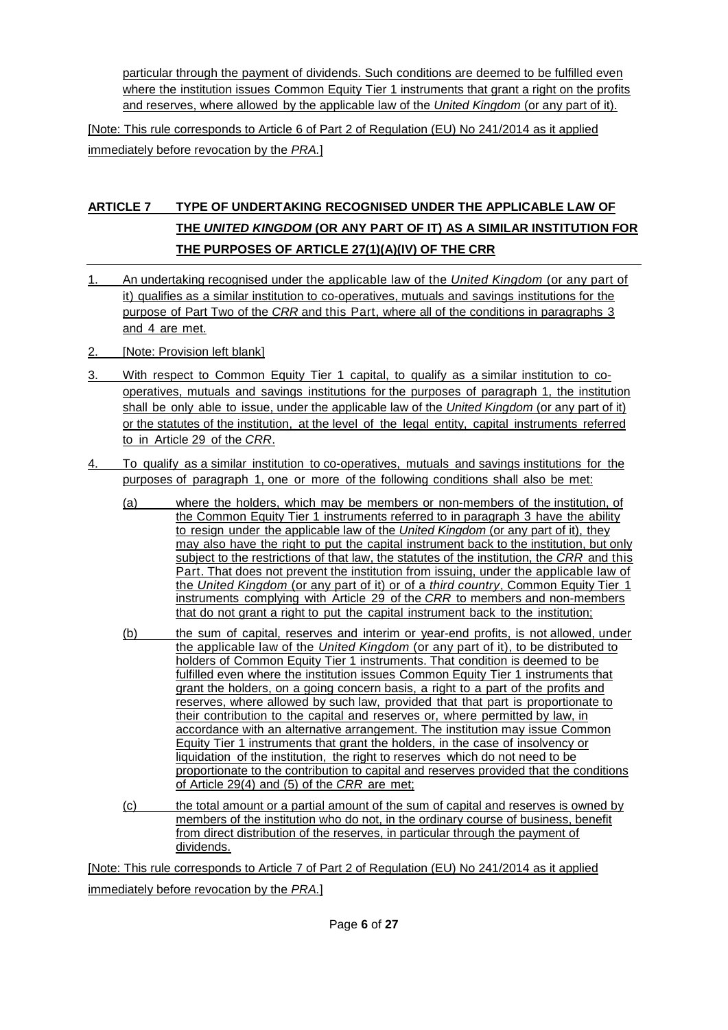particular through the payment of dividends. Such conditions are deemed to be fulfilled even where the institution issues Common Equity Tier 1 instruments that grant a right on the profits and reserves, where allowed by the applicable law of the *United Kingdom* (or any part of it).

[Note: This rule corresponds to Article 6 of Part 2 of Regulation (EU) No 241/2014 as it applied immediately before revocation by the *PRA*.]

## ARTICLE 7 TYPE OF UNDERTAKING RECOGNISED UNDER THE APPLICABLE LAW OF THE *UNITED KINGDOM* (OR ANY PART OF IT) AS A SIMILAR INSTITUTION FOR THE PURPOSES OF ARTICLE 27(1)(A)(IV) OF THE CRR

1. An undertaking recognised under the applicable law of the *United Kingdom* (or any part of it) qualifies as a similar institution to co-operatives, mutuals and savings institutions for the purpose of Part Two of the *CRR* and this Part, where all of the conditions in paragraphs 3 and 4 are met.
2. [Note: Provision left blank]
3. With respect to Common Equity Tier 1 capital, to qualify as a similar institution to co-operatives, mutuals and savings institutions for the purposes of paragraph 1, the institution shall be only able to issue, under the applicable law of the *United Kingdom* (or any part of it) or the statutes of the institution, at the level of the legal entity, capital instruments referred to in Article 29 of the *CRR*.
4. To qualify as a similar institution to co-operatives, mutuals and savings institutions for the purposes of paragraph 1, one or more of the following conditions shall also be met:
   (a) where the holders, which may be members or non-members of the institution, of the Common Equity Tier 1 instruments referred to in paragraph 3 have the ability to resign under the applicable law of the *United Kingdom* (or any part of it), they may also have the right to put the capital instrument back to the institution, but only subject to the restrictions of that law, the statutes of the institution, the *CRR* and this Part. That does not prevent the institution from issuing, under the applicable law of the *United Kingdom* (or any part of it) or of a *third country*, Common Equity Tier 1 instruments complying with Article 29 of the *CRR* to members and non-members that do not grant a right to put the capital instrument back to the institution;
   (b) the sum of capital, reserves and interim or year-end profits, is not allowed, under the applicable law of the *United Kingdom* (or any part of it), to be distributed to holders of Common Equity Tier 1 instruments. That condition is deemed to be fulfilled even where the institution issues Common Equity Tier 1 instruments that grant the holders, on a going concern basis, a right to a part of the profits and reserves, where allowed by such law, provided that that part is proportionate to their contribution to the capital and reserves or, where permitted by law, in accordance with an alternative arrangement. The institution may issue Common Equity Tier 1 instruments that grant the holders, in the case of insolvency or liquidation of the institution, the right to reserves which do not need to be proportionate to the contribution to capital and reserves provided that the conditions of Article 29(4) and (5) of the *CRR* are met;
   (c) the total amount or a partial amount of the sum of capital and reserves is owned by members of the institution who do not, in the ordinary course of business, benefit from direct distribution of the reserves, in particular through the payment of dividends.

[Note: This rule corresponds to Article 7 of Part 2 of Regulation (EU) No 241/2014 as it applied immediately before revocation by the *PRA*.]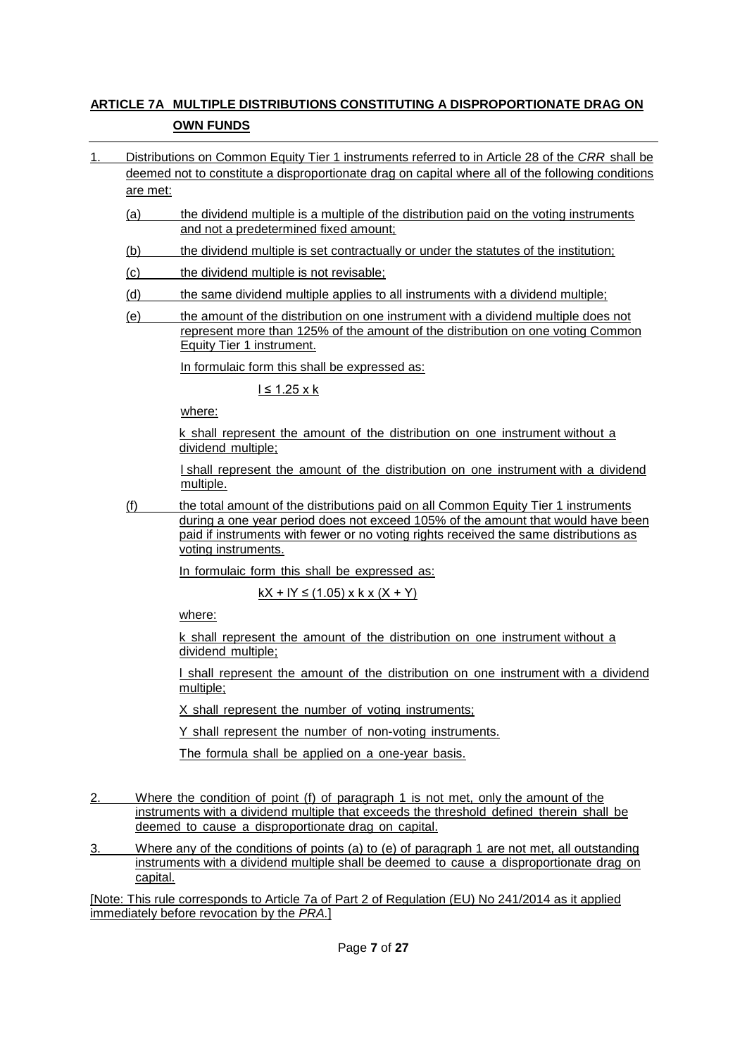## ARTICLE 7A MULTIPLE DISTRIBUTIONS CONSTITUTING A DISPROPORTIONATE DRAG ON OWN FUNDS

1. Distributions on Common Equity Tier 1 instruments referred to in Article 28 of the *CRR* shall be deemed not to constitute a disproportionate drag on capital where all of the following conditions are met:

   (a) the dividend multiple is a multiple of the distribution paid on the voting instruments and not a predetermined fixed amount;

   (b) the dividend multiple is set contractually or under the statutes of the institution;

   (c) the dividend multiple is not revisable;

   (d) the same dividend multiple applies to all instruments with a dividend multiple;

   (e) the amount of the distribution on one instrument with a dividend multiple does not represent more than 125% of the amount of the distribution on one voting Common Equity Tier 1 instrument.

   In formulaic form this shall be expressed as:

   $$l \leq 1.25 \times k$$

   where:

   k shall represent the amount of the distribution on one instrument without a dividend multiple;

   l shall represent the amount of the distribution on one instrument with a dividend multiple.

   (f) the total amount of the distributions paid on all Common Equity Tier 1 instruments during a one year period does not exceed 105% of the amount that would have been paid if instruments with fewer or no voting rights received the same distributions as voting instruments.

   In formulaic form this shall be expressed as:

   $$kX + lY \leq (1.05) \times k \times (X + Y)$$

   where:

   k shall represent the amount of the distribution on one instrument without a dividend multiple;

   l shall represent the amount of the distribution on one instrument with a dividend multiple;

   X shall represent the number of voting instruments;

   Y shall represent the number of non-voting instruments.

   The formula shall be applied on a one-year basis.

2. Where the condition of point (f) of paragraph 1 is not met, only the amount of the instruments with a dividend multiple that exceeds the threshold defined therein shall be deemed to cause a disproportionate drag on capital.

3. Where any of the conditions of points (a) to (e) of paragraph 1 are not met, all outstanding instruments with a dividend multiple shall be deemed to cause a disproportionate drag on capital.

[Note: This rule corresponds to Article 7a of Part 2 of Regulation (EU) No 241/2014 as it applied immediately before revocation by the *PRA*.]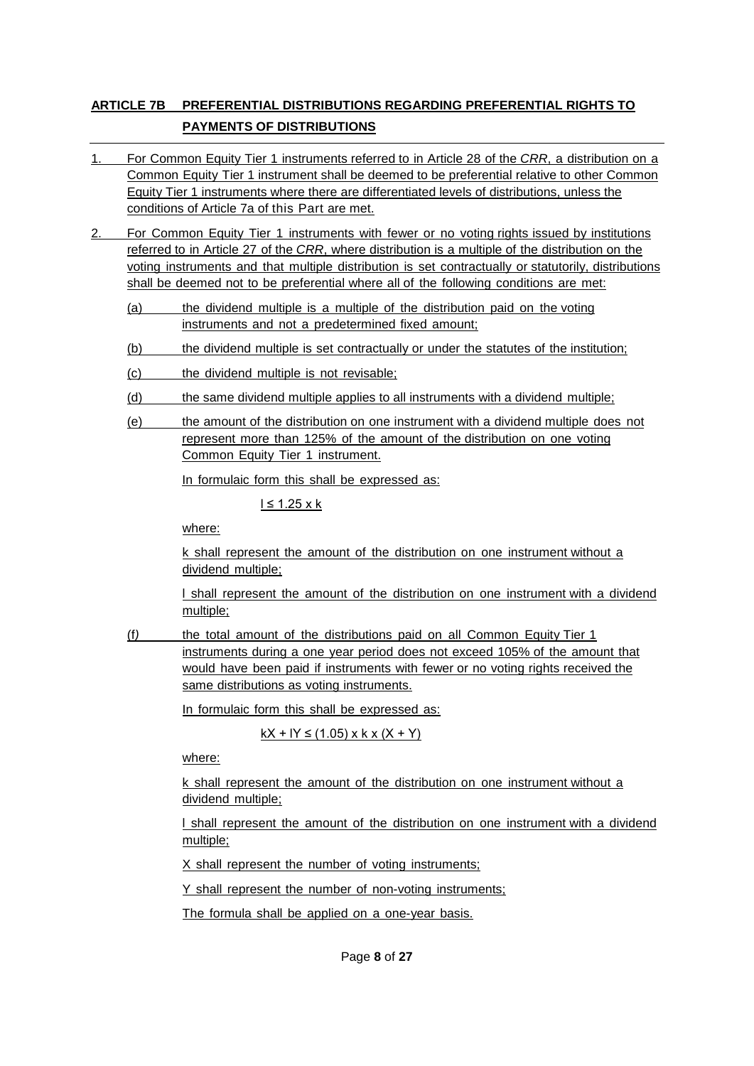## ARTICLE 7B PREFERENTIAL DISTRIBUTIONS REGARDING PREFERENTIAL RIGHTS TO PAYMENTS OF DISTRIBUTIONS

1. For Common Equity Tier 1 instruments referred to in Article 28 of the *CRR*, a distribution on a Common Equity Tier 1 instrument shall be deemed to be preferential relative to other Common Equity Tier 1 instruments where there are differentiated levels of distributions, unless the conditions of Article 7a of this Part are met.

2. For Common Equity Tier 1 instruments with fewer or no voting rights issued by institutions referred to in Article 27 of the *CRR*, where distribution is a multiple of the distribution on the voting instruments and that multiple distribution is set contractually or statutorily, distributions shall be deemed not to be preferential where all of the following conditions are met:

   (a) the dividend multiple is a multiple of the distribution paid on the voting instruments and not a predetermined fixed amount;

   (b) the dividend multiple is set contractually or under the statutes of the institution;

   (c) the dividend multiple is not revisable;

   (d) the same dividend multiple applies to all instruments with a dividend multiple;

   (e) the amount of the distribution on one instrument with a dividend multiple does not represent more than 125% of the amount of the distribution on one voting Common Equity Tier 1 instrument.

   In formulaic form this shall be expressed as:

   $$l \leq 1.25 \times k$$

   where:

   k shall represent the amount of the distribution on one instrument without a dividend multiple;

   l shall represent the amount of the distribution on one instrument with a dividend multiple;

   (f) the total amount of the distributions paid on all Common Equity Tier 1 instruments during a one year period does not exceed 105% of the amount that would have been paid if instruments with fewer or no voting rights received the same distributions as voting instruments.

   In formulaic form this shall be expressed as:

   $$kX + lY \leq (1.05) \times k \times (X + Y)$$

   where:

   k shall represent the amount of the distribution on one instrument without a dividend multiple;

   l shall represent the amount of the distribution on one instrument with a dividend multiple;

   X shall represent the number of voting instruments;

   Y shall represent the number of non-voting instruments;

   The formula shall be applied on a one-year basis.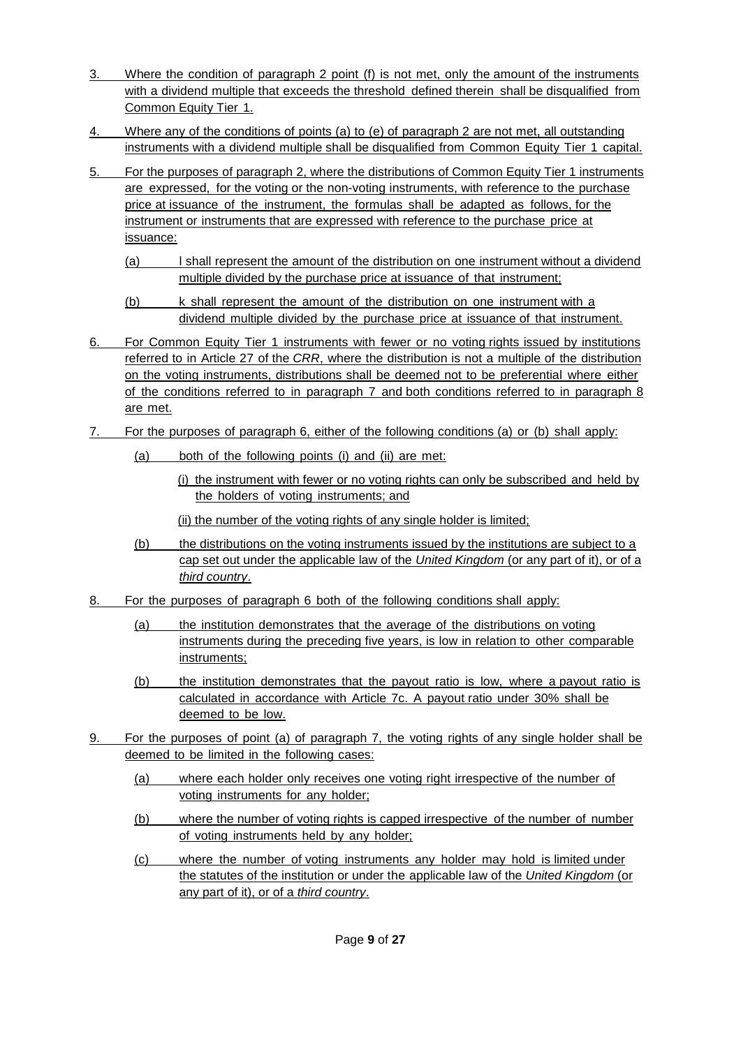3. Where the condition of paragraph 2 point (f) is not met, only the amount of the instruments with a dividend multiple that exceeds the threshold defined therein shall be disqualified from Common Equity Tier 1.

4. Where any of the conditions of points (a) to (e) of paragraph 2 are not met, all outstanding instruments with a dividend multiple shall be disqualified from Common Equity Tier 1 capital.

5. For the purposes of paragraph 2, where the distributions of Common Equity Tier 1 instruments are expressed, for the voting or the non-voting instruments, with reference to the purchase price at issuance of the instrument, the formulas shall be adapted as follows, for the instrument or instruments that are expressed with reference to the purchase price at issuance:

   (a) l shall represent the amount of the distribution on one instrument without a dividend multiple divided by the purchase price at issuance of that instrument;

   (b) k shall represent the amount of the distribution on one instrument with a dividend multiple divided by the purchase price at issuance of that instrument.

6. For Common Equity Tier 1 instruments with fewer or no voting rights issued by institutions referred to in Article 27 of the *CRR*, where the distribution is not a multiple of the distribution on the voting instruments, distributions shall be deemed not to be preferential where either of the conditions referred to in paragraph 7 and both conditions referred to in paragraph 8 are met.

7. For the purposes of paragraph 6, either of the following conditions (a) or (b) shall apply:

   (a) both of the following points (i) and (ii) are met:

      (i) the instrument with fewer or no voting rights can only be subscribed and held by the holders of voting instruments; and

      (ii) the number of the voting rights of any single holder is limited;

   (b) the distributions on the voting instruments issued by the institutions are subject to a cap set out under the applicable law of the *United Kingdom* (or any part of it), or of a *third country*.

8. For the purposes of paragraph 6 both of the following conditions shall apply:

   (a) the institution demonstrates that the average of the distributions on voting instruments during the preceding five years, is low in relation to other comparable instruments;

   (b) the institution demonstrates that the payout ratio is low, where a payout ratio is calculated in accordance with Article 7c. A payout ratio under 30% shall be deemed to be low.

9. For the purposes of point (a) of paragraph 7, the voting rights of any single holder shall be deemed to be limited in the following cases:

   (a) where each holder only receives one voting right irrespective of the number of voting instruments for any holder;

   (b) where the number of voting rights is capped irrespective of the number of number of voting instruments held by any holder;

   (c) where the number of voting instruments any holder may hold is limited under the statutes of the institution or under the applicable law of the *United Kingdom* (or any part of it), or of a *third country*.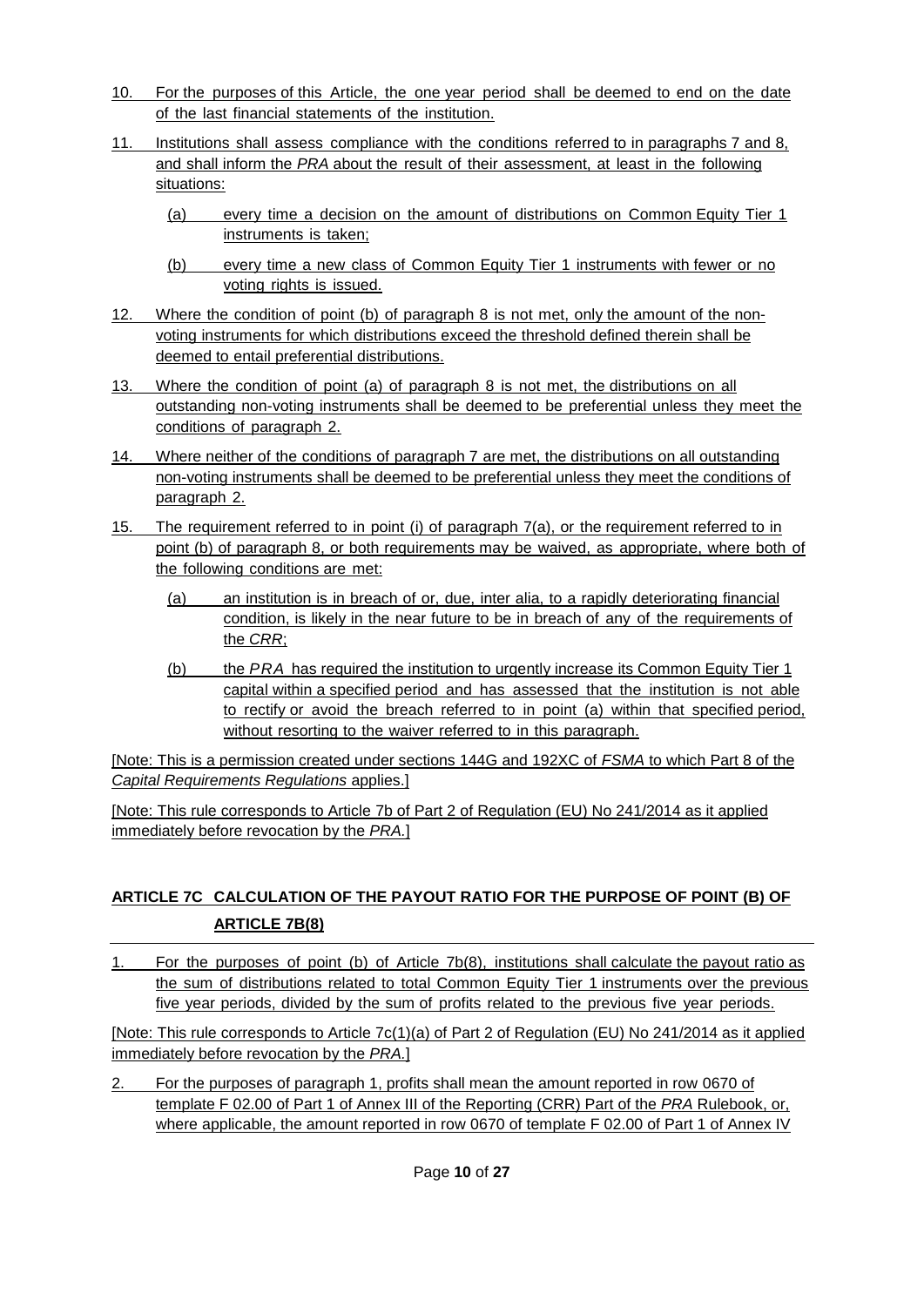10. For the purposes of this Article, the one year period shall be deemed to end on the date of the last financial statements of the institution.

11. Institutions shall assess compliance with the conditions referred to in paragraphs 7 and 8, and shall inform the *PRA* about the result of their assessment, at least in the following situations:

    (a) every time a decision on the amount of distributions on Common Equity Tier 1 instruments is taken;

    (b) every time a new class of Common Equity Tier 1 instruments with fewer or no voting rights is issued.

12. Where the condition of point (b) of paragraph 8 is not met, only the amount of the non-voting instruments for which distributions exceed the threshold defined therein shall be deemed to entail preferential distributions.

13. Where the condition of point (a) of paragraph 8 is not met, the distributions on all outstanding non-voting instruments shall be deemed to be preferential unless they meet the conditions of paragraph 2.

14. Where neither of the conditions of paragraph 7 are met, the distributions on all outstanding non-voting instruments shall be deemed to be preferential unless they meet the conditions of paragraph 2.

15. The requirement referred to in point (i) of paragraph 7(a), or the requirement referred to in point (b) of paragraph 8, or both requirements may be waived, as appropriate, where both of the following conditions are met:

    (a) an institution is in breach of or, due, inter alia, to a rapidly deteriorating financial condition, is likely in the near future to be in breach of any of the requirements of the *CRR*;

    (b) the *PRA* has required the institution to urgently increase its Common Equity Tier 1 capital within a specified period and has assessed that the institution is not able to rectify or avoid the breach referred to in point (a) within that specified period, without resorting to the waiver referred to in this paragraph.

[Note: This is a permission created under sections 144G and 192XC of *FSMA* to which Part 8 of the *Capital Requirements Regulations* applies.]

[Note: This rule corresponds to Article 7b of Part 2 of Regulation (EU) No 241/2014 as it applied immediately before revocation by the *PRA*.]

## ARTICLE 7C CALCULATION OF THE PAYOUT RATIO FOR THE PURPOSE OF POINT (B) OF ARTICLE 7B(8)

1. For the purposes of point (b) of Article 7b(8), institutions shall calculate the payout ratio as the sum of distributions related to total Common Equity Tier 1 instruments over the previous five year periods, divided by the sum of profits related to the previous five year periods.

[Note: This rule corresponds to Article 7c(1)(a) of Part 2 of Regulation (EU) No 241/2014 as it applied immediately before revocation by the *PRA*.]

2. For the purposes of paragraph 1, profits shall mean the amount reported in row 0670 of template F 02.00 of Part 1 of Annex III of the Reporting (CRR) Part of the *PRA* Rulebook, or, where applicable, the amount reported in row 0670 of template F 02.00 of Part 1 of Annex IV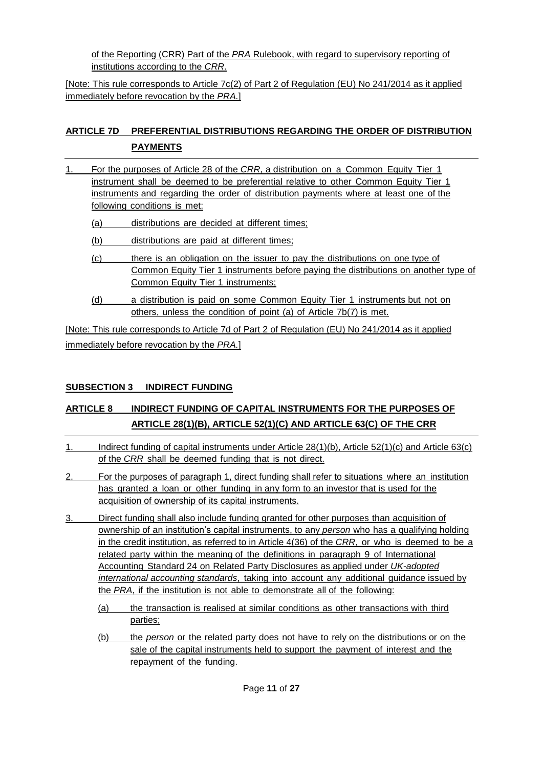of the Reporting (CRR) Part of the *PRA* Rulebook, with regard to supervisory reporting of institutions according to the *CRR*.

[Note: This rule corresponds to Article 7c(2) of Part 2 of Regulation (EU) No 241/2014 as it applied immediately before revocation by the *PRA*.]

## ARTICLE 7D PREFERENTIAL DISTRIBUTIONS REGARDING THE ORDER OF DISTRIBUTION PAYMENTS

1. For the purposes of Article 28 of the *CRR*, a distribution on a Common Equity Tier 1 instrument shall be deemed to be preferential relative to other Common Equity Tier 1 instruments and regarding the order of distribution payments where at least one of the following conditions is met:

   (a) distributions are decided at different times;

   (b) distributions are paid at different times;

   (c) there is an obligation on the issuer to pay the distributions on one type of Common Equity Tier 1 instruments before paying the distributions on another type of Common Equity Tier 1 instruments;

   (d) a distribution is paid on some Common Equity Tier 1 instruments but not on others, unless the condition of point (a) of Article 7b(7) is met.

[Note: This rule corresponds to Article 7d of Part 2 of Regulation (EU) No 241/2014 as it applied immediately before revocation by the *PRA*.]

## SUBSECTION 3 INDIRECT FUNDING

## ARTICLE 8 INDIRECT FUNDING OF CAPITAL INSTRUMENTS FOR THE PURPOSES OF ARTICLE 28(1)(B), ARTICLE 52(1)(C) AND ARTICLE 63(C) OF THE CRR

1. Indirect funding of capital instruments under Article 28(1)(b), Article 52(1)(c) and Article 63(c) of the *CRR* shall be deemed funding that is not direct.

2. For the purposes of paragraph 1, direct funding shall refer to situations where an institution has granted a loan or other funding in any form to an investor that is used for the acquisition of ownership of its capital instruments.

3. Direct funding shall also include funding granted for other purposes than acquisition of ownership of an institution's capital instruments, to any *person* who has a qualifying holding in the credit institution, as referred to in Article 4(36) of the *CRR*, or who is deemed to be a related party within the meaning of the definitions in paragraph 9 of International Accounting Standard 24 on Related Party Disclosures as applied under *UK-adopted international accounting standards*, taking into account any additional guidance issued by the *PRA*, if the institution is not able to demonstrate all of the following:

   (a) the transaction is realised at similar conditions as other transactions with third parties;

   (b) the *person* or the related party does not have to rely on the distributions or on the sale of the capital instruments held to support the payment of interest and the repayment of the funding.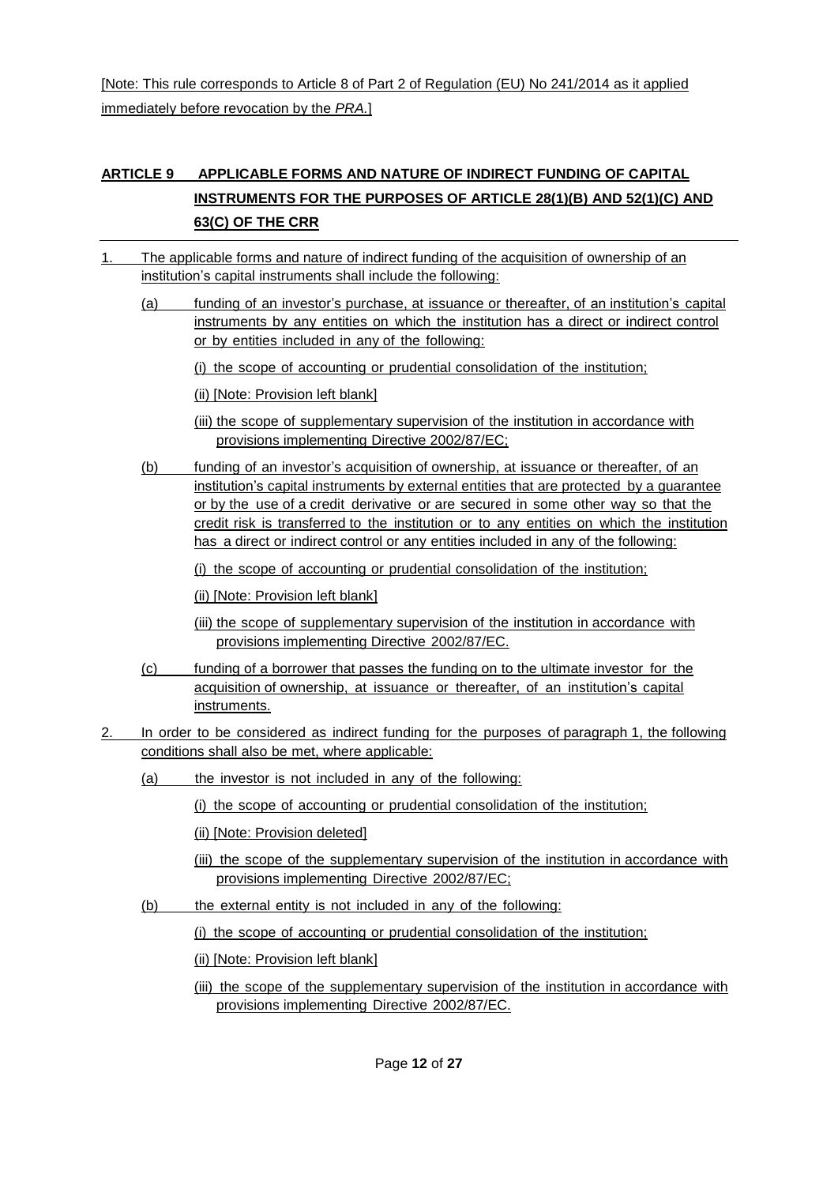[Note: This rule corresponds to Article 8 of Part 2 of Regulation (EU) No 241/2014 as it applied immediately before revocation by the *PRA*.]

## ARTICLE 9 APPLICABLE FORMS AND NATURE OF INDIRECT FUNDING OF CAPITAL INSTRUMENTS FOR THE PURPOSES OF ARTICLE 28(1)(B) AND 52(1)(C) AND 63(C) OF THE CRR

1. The applicable forms and nature of indirect funding of the acquisition of ownership of an institution's capital instruments shall include the following:

   (a) funding of an investor's purchase, at issuance or thereafter, of an institution's capital instruments by any entities on which the institution has a direct or indirect control or by entities included in any of the following:

      (i) the scope of accounting or prudential consolidation of the institution;

      (ii) [Note: Provision left blank]

      (iii) the scope of supplementary supervision of the institution in accordance with provisions implementing Directive 2002/87/EC;

   (b) funding of an investor's acquisition of ownership, at issuance or thereafter, of an institution's capital instruments by external entities that are protected by a guarantee or by the use of a credit derivative or are secured in some other way so that the credit risk is transferred to the institution or to any entities on which the institution has a direct or indirect control or any entities included in any of the following:

      (i) the scope of accounting or prudential consolidation of the institution;

      (ii) [Note: Provision left blank]

      (iii) the scope of supplementary supervision of the institution in accordance with provisions implementing Directive 2002/87/EC.

   (c) funding of a borrower that passes the funding on to the ultimate investor for the acquisition of ownership, at issuance or thereafter, of an institution's capital instruments.

2. In order to be considered as indirect funding for the purposes of paragraph 1, the following conditions shall also be met, where applicable:

   (a) the investor is not included in any of the following:

      (i) the scope of accounting or prudential consolidation of the institution;

      (ii) [Note: Provision deleted]

      (iii) the scope of the supplementary supervision of the institution in accordance with provisions implementing Directive 2002/87/EC;

   (b) the external entity is not included in any of the following:

      (i) the scope of accounting or prudential consolidation of the institution;

      (ii) [Note: Provision left blank]

      (iii) the scope of the supplementary supervision of the institution in accordance with provisions implementing Directive 2002/87/EC.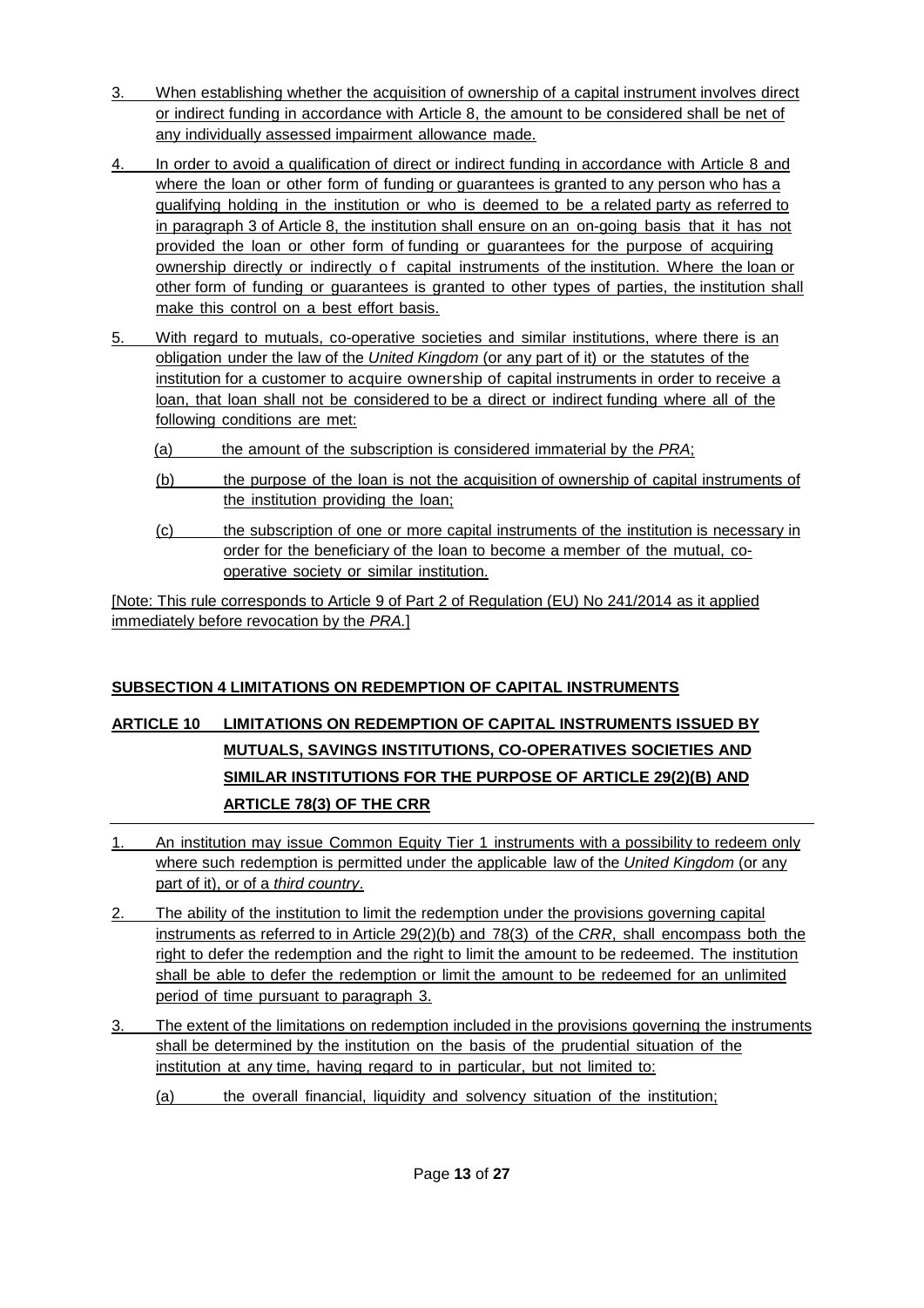3. When establishing whether the acquisition of ownership of a capital instrument involves direct or indirect funding in accordance with Article 8, the amount to be considered shall be net of any individually assessed impairment allowance made.

4. In order to avoid a qualification of direct or indirect funding in accordance with Article 8 and where the loan or other form of funding or guarantees is granted to any person who has a qualifying holding in the institution or who is deemed to be a related party as referred to in paragraph 3 of Article 8, the institution shall ensure on an on-going basis that it has not provided the loan or other form of funding or guarantees for the purpose of acquiring ownership directly or indirectly of capital instruments of the institution. Where the loan or other form of funding or guarantees is granted to other types of parties, the institution shall make this control on a best effort basis.

5. With regard to mutuals, co-operative societies and similar institutions, where there is an obligation under the law of the *United Kingdom* (or any part of it) or the statutes of the institution for a customer to acquire ownership of capital instruments in order to receive a loan, that loan shall not be considered to be a direct or indirect funding where all of the following conditions are met:

   (a) the amount of the subscription is considered immaterial by the *PRA*;

   (b) the purpose of the loan is not the acquisition of ownership of capital instruments of the institution providing the loan;

   (c) the subscription of one or more capital instruments of the institution is necessary in order for the beneficiary of the loan to become a member of the mutual, co-operative society or similar institution.

[Note: This rule corresponds to Article 9 of Part 2 of Regulation (EU) No 241/2014 as it applied immediately before revocation by the *PRA*.]

## SUBSECTION 4 LIMITATIONS ON REDEMPTION OF CAPITAL INSTRUMENTS

## ARTICLE 10 LIMITATIONS ON REDEMPTION OF CAPITAL INSTRUMENTS ISSUED BY MUTUALS, SAVINGS INSTITUTIONS, CO-OPERATIVES SOCIETIES AND SIMILAR INSTITUTIONS FOR THE PURPOSE OF ARTICLE 29(2)(B) AND ARTICLE 78(3) OF THE CRR

1. An institution may issue Common Equity Tier 1 instruments with a possibility to redeem only where such redemption is permitted under the applicable law of the *United Kingdom* (or any part of it), or of a *third country*.

2. The ability of the institution to limit the redemption under the provisions governing capital instruments as referred to in Article 29(2)(b) and 78(3) of the *CRR*, shall encompass both the right to defer the redemption and the right to limit the amount to be redeemed. The institution shall be able to defer the redemption or limit the amount to be redeemed for an unlimited period of time pursuant to paragraph 3.

3. The extent of the limitations on redemption included in the provisions governing the instruments shall be determined by the institution on the basis of the prudential situation of the institution at any time, having regard to in particular, but not limited to:

   (a) the overall financial, liquidity and solvency situation of the institution;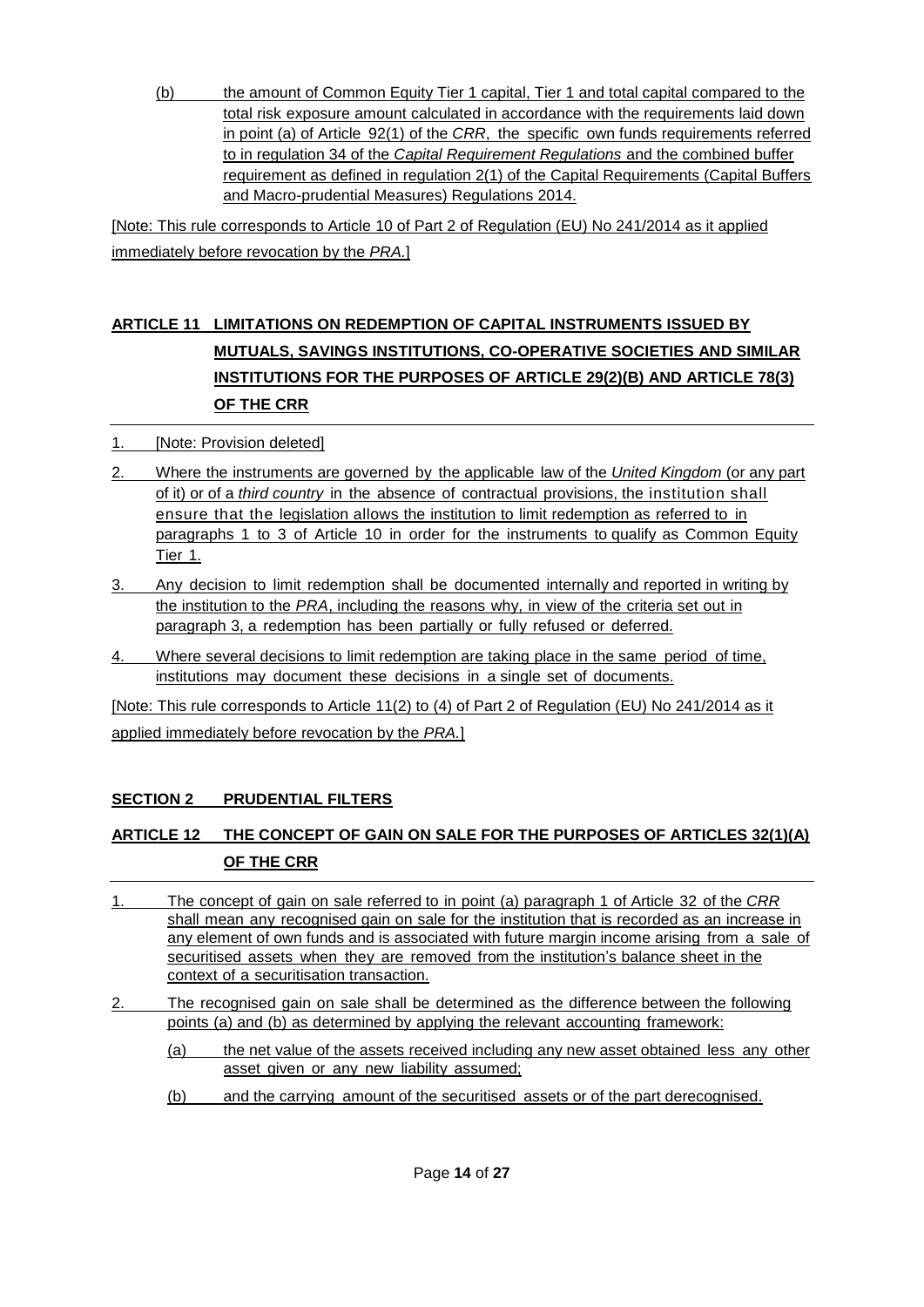(b) the amount of Common Equity Tier 1 capital, Tier 1 and total capital compared to the total risk exposure amount calculated in accordance with the requirements laid down in point (a) of Article 92(1) of the *CRR*, the specific own funds requirements referred to in regulation 34 of the *Capital Requirement Regulations* and the combined buffer requirement as defined in regulation 2(1) of the Capital Requirements (Capital Buffers and Macro-prudential Measures) Regulations 2014.

[Note: This rule corresponds to Article 10 of Part 2 of Regulation (EU) No 241/2014 as it applied immediately before revocation by the *PRA*.]

## ARTICLE 11 LIMITATIONS ON REDEMPTION OF CAPITAL INSTRUMENTS ISSUED BY MUTUALS, SAVINGS INSTITUTIONS, CO-OPERATIVE SOCIETIES AND SIMILAR INSTITUTIONS FOR THE PURPOSES OF ARTICLE 29(2)(B) AND ARTICLE 78(3) OF THE CRR

1. [Note: Provision deleted]
2. Where the instruments are governed by the applicable law of the *United Kingdom* (or any part of it) or of a *third country* in the absence of contractual provisions, the institution shall ensure that the legislation allows the institution to limit redemption as referred to in paragraphs 1 to 3 of Article 10 in order for the instruments to qualify as Common Equity Tier 1.
3. Any decision to limit redemption shall be documented internally and reported in writing by the institution to the *PRA*, including the reasons why, in view of the criteria set out in paragraph 3, a redemption has been partially or fully refused or deferred.
4. Where several decisions to limit redemption are taking place in the same period of time, institutions may document these decisions in a single set of documents.

[Note: This rule corresponds to Article 11(2) to (4) of Part 2 of Regulation (EU) No 241/2014 as it applied immediately before revocation by the *PRA*.]

## SECTION 2 PRUDENTIAL FILTERS

## ARTICLE 12 THE CONCEPT OF GAIN ON SALE FOR THE PURPOSES OF ARTICLES 32(1)(A) OF THE CRR

1. The concept of gain on sale referred to in point (a) paragraph 1 of Article 32 of the *CRR* shall mean any recognised gain on sale for the institution that is recorded as an increase in any element of own funds and is associated with future margin income arising from a sale of securitised assets when they are removed from the institution's balance sheet in the context of a securitisation transaction.
2. The recognised gain on sale shall be determined as the difference between the following points (a) and (b) as determined by applying the relevant accounting framework:
   (a) the net value of the assets received including any new asset obtained less any other asset given or any new liability assumed;
   (b) and the carrying amount of the securitised assets or of the part derecognised.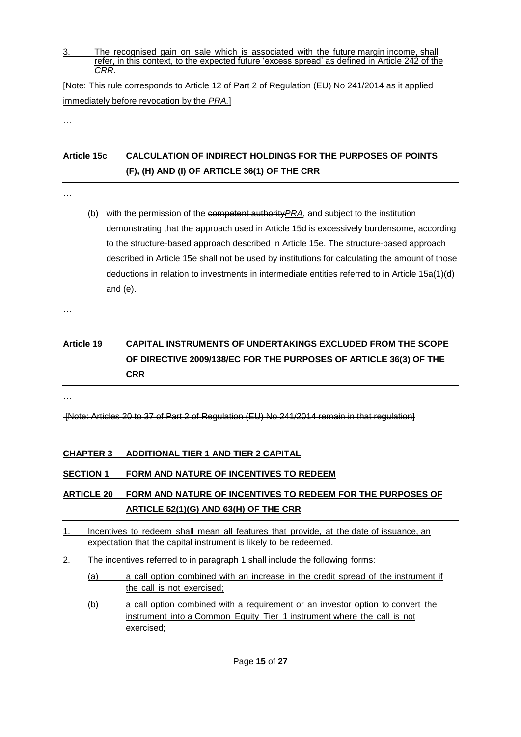3. The recognised gain on sale which is associated with the future margin income, shall refer, in this context, to the expected future 'excess spread' as defined in Article 242 of the *CRR*.

[Note: This rule corresponds to Article 12 of Part 2 of Regulation (EU) No 241/2014 as it applied immediately before revocation by the *PRA*.]

…

## Article 15c CALCULATION OF INDIRECT HOLDINGS FOR THE PURPOSES OF POINTS (F), (H) AND (I) OF ARTICLE 36(1) OF THE CRR

…

(b) with the permission of the ~~competent authority~~*PRA*, and subject to the institution demonstrating that the approach used in Article 15d is excessively burdensome, according to the structure-based approach described in Article 15e. The structure-based approach described in Article 15e shall not be used by institutions for calculating the amount of those deductions in relation to investments in intermediate entities referred to in Article 15a(1)(d) and (e).

…

## Article 19 CAPITAL INSTRUMENTS OF UNDERTAKINGS EXCLUDED FROM THE SCOPE OF DIRECTIVE 2009/138/EC FOR THE PURPOSES OF ARTICLE 36(3) OF THE CRR

…

~~[Note: Articles 20 to 37 of Part 2 of Regulation (EU) No 241/2014 remain in that regulation]~~

**CHAPTER 3 ADDITIONAL TIER 1 AND TIER 2 CAPITAL**

**SECTION 1 FORM AND NATURE OF INCENTIVES TO REDEEM**

## ARTICLE 20 FORM AND NATURE OF INCENTIVES TO REDEEM FOR THE PURPOSES OF ARTICLE 52(1)(G) AND 63(H) OF THE CRR

1. Incentives to redeem shall mean all features that provide, at the date of issuance, an expectation that the capital instrument is likely to be redeemed.
2. The incentives referred to in paragraph 1 shall include the following forms:
   - (a) a call option combined with an increase in the credit spread of the instrument if the call is not exercised;
   - (b) a call option combined with a requirement or an investor option to convert the instrument into a Common Equity Tier 1 instrument where the call is not exercised;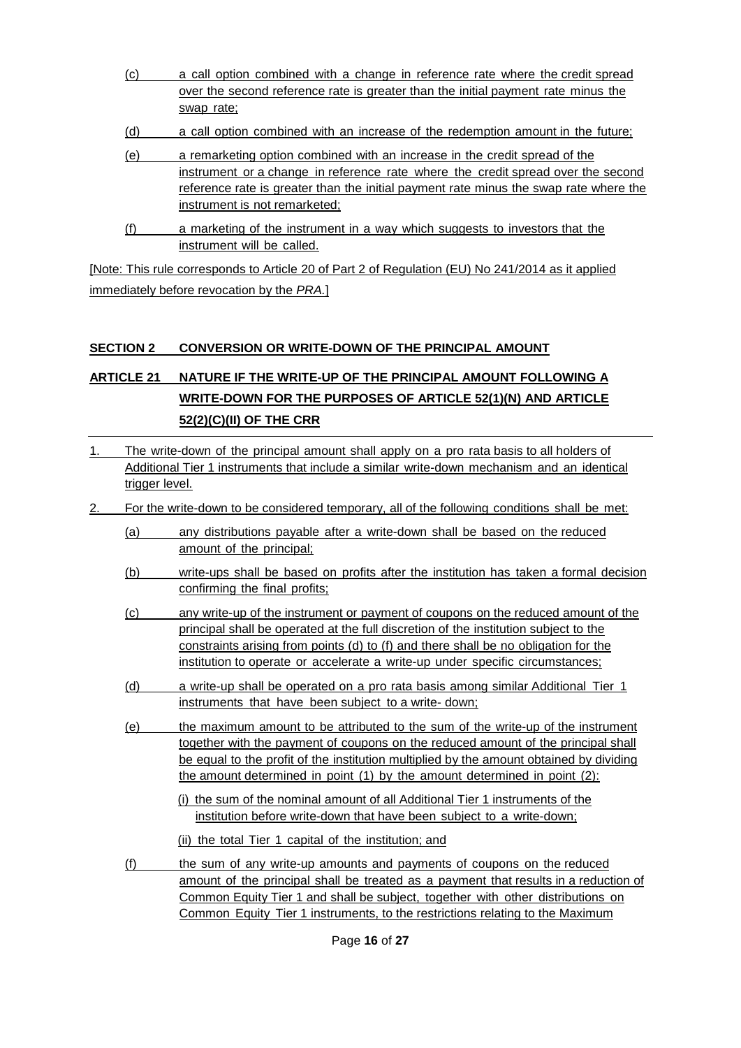(c) a call option combined with a change in reference rate where the credit spread over the second reference rate is greater than the initial payment rate minus the swap rate;

(d) a call option combined with an increase of the redemption amount in the future;

(e) a remarketing option combined with an increase in the credit spread of the instrument or a change in reference rate where the credit spread over the second reference rate is greater than the initial payment rate minus the swap rate where the instrument is not remarketed;

(f) a marketing of the instrument in a way which suggests to investors that the instrument will be called.

[Note: This rule corresponds to Article 20 of Part 2 of Regulation (EU) No 241/2014 as it applied immediately before revocation by the *PRA*.]

## SECTION 2 CONVERSION OR WRITE-DOWN OF THE PRINCIPAL AMOUNT

## ARTICLE 21 NATURE IF THE WRITE-UP OF THE PRINCIPAL AMOUNT FOLLOWING A WRITE-DOWN FOR THE PURPOSES OF ARTICLE 52(1)(N) AND ARTICLE 52(2)(C)(II) OF THE CRR

1. The write-down of the principal amount shall apply on a pro rata basis to all holders of Additional Tier 1 instruments that include a similar write-down mechanism and an identical trigger level.

2. For the write-down to be considered temporary, all of the following conditions shall be met:

   (a) any distributions payable after a write-down shall be based on the reduced amount of the principal;

   (b) write-ups shall be based on profits after the institution has taken a formal decision confirming the final profits;

   (c) any write-up of the instrument or payment of coupons on the reduced amount of the principal shall be operated at the full discretion of the institution subject to the constraints arising from points (d) to (f) and there shall be no obligation for the institution to operate or accelerate a write-up under specific circumstances;

   (d) a write-up shall be operated on a pro rata basis among similar Additional Tier 1 instruments that have been subject to a write- down;

   (e) the maximum amount to be attributed to the sum of the write-up of the instrument together with the payment of coupons on the reduced amount of the principal shall be equal to the profit of the institution multiplied by the amount obtained by dividing the amount determined in point (1) by the amount determined in point (2):

      (i) the sum of the nominal amount of all Additional Tier 1 instruments of the institution before write-down that have been subject to a write-down;

      (ii) the total Tier 1 capital of the institution; and

   (f) the sum of any write-up amounts and payments of coupons on the reduced amount of the principal shall be treated as a payment that results in a reduction of Common Equity Tier 1 and shall be subject, together with other distributions on Common Equity Tier 1 instruments, to the restrictions relating to the Maximum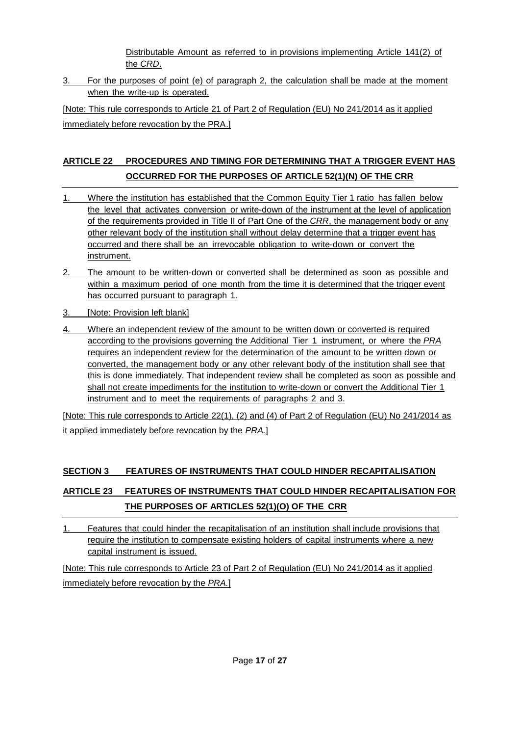Distributable Amount as referred to in provisions implementing Article 141(2) of the *CRD*.

3. For the purposes of point (e) of paragraph 2, the calculation shall be made at the moment when the write-up is operated.

[Note: This rule corresponds to Article 21 of Part 2 of Regulation (EU) No 241/2014 as it applied immediately before revocation by the PRA.]

## ARTICLE 22 PROCEDURES AND TIMING FOR DETERMINING THAT A TRIGGER EVENT HAS OCCURRED FOR THE PURPOSES OF ARTICLE 52(1)(N) OF THE CRR

1. Where the institution has established that the Common Equity Tier 1 ratio has fallen below the level that activates conversion or write-down of the instrument at the level of application of the requirements provided in Title II of Part One of the *CRR*, the management body or any other relevant body of the institution shall without delay determine that a trigger event has occurred and there shall be an irrevocable obligation to write-down or convert the instrument.

2. The amount to be written-down or converted shall be determined as soon as possible and within a maximum period of one month from the time it is determined that the trigger event has occurred pursuant to paragraph 1.

3. [Note: Provision left blank]

4. Where an independent review of the amount to be written down or converted is required according to the provisions governing the Additional Tier 1 instrument, or where the *PRA* requires an independent review for the determination of the amount to be written down or converted, the management body or any other relevant body of the institution shall see that this is done immediately. That independent review shall be completed as soon as possible and shall not create impediments for the institution to write-down or convert the Additional Tier 1 instrument and to meet the requirements of paragraphs 2 and 3.

[Note: This rule corresponds to Article 22(1), (2) and (4) of Part 2 of Regulation (EU) No 241/2014 as it applied immediately before revocation by the *PRA*.]

## SECTION 3 FEATURES OF INSTRUMENTS THAT COULD HINDER RECAPITALISATION

## ARTICLE 23 FEATURES OF INSTRUMENTS THAT COULD HINDER RECAPITALISATION FOR THE PURPOSES OF ARTICLES 52(1)(O) OF THE CRR

1. Features that could hinder the recapitalisation of an institution shall include provisions that require the institution to compensate existing holders of capital instruments where a new capital instrument is issued.

[Note: This rule corresponds to Article 23 of Part 2 of Regulation (EU) No 241/2014 as it applied immediately before revocation by the *PRA*.]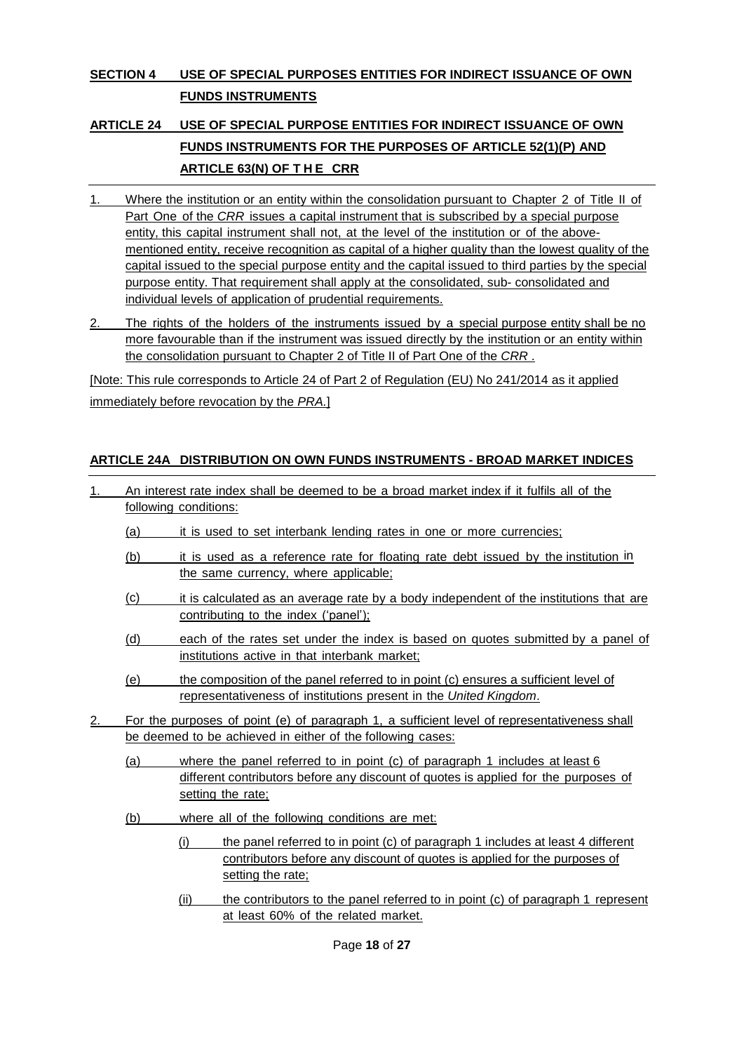## SECTION 4 USE OF SPECIAL PURPOSES ENTITIES FOR INDIRECT ISSUANCE OF OWN FUNDS INSTRUMENTS

## ARTICLE 24 USE OF SPECIAL PURPOSE ENTITIES FOR INDIRECT ISSUANCE OF OWN FUNDS INSTRUMENTS FOR THE PURPOSES OF ARTICLE 52(1)(P) AND ARTICLE 63(N) OF THE CRR

1. Where the institution or an entity within the consolidation pursuant to Chapter 2 of Title II of Part One of the *CRR* issues a capital instrument that is subscribed by a special purpose entity, this capital instrument shall not, at the level of the institution or of the above-mentioned entity, receive recognition as capital of a higher quality than the lowest quality of the capital issued to the special purpose entity and the capital issued to third parties by the special purpose entity. That requirement shall apply at the consolidated, sub- consolidated and individual levels of application of prudential requirements.

2. The rights of the holders of the instruments issued by a special purpose entity shall be no more favourable than if the instrument was issued directly by the institution or an entity within the consolidation pursuant to Chapter 2 of Title II of Part One of the *CRR* .

[Note: This rule corresponds to Article 24 of Part 2 of Regulation (EU) No 241/2014 as it applied immediately before revocation by the *PRA*.]

## ARTICLE 24A DISTRIBUTION ON OWN FUNDS INSTRUMENTS - BROAD MARKET INDICES

1. An interest rate index shall be deemed to be a broad market index if it fulfils all of the following conditions:
   - (a) it is used to set interbank lending rates in one or more currencies;
   - (b) it is used as a reference rate for floating rate debt issued by the institution in the same currency, where applicable;
   - (c) it is calculated as an average rate by a body independent of the institutions that are contributing to the index ('panel');
   - (d) each of the rates set under the index is based on quotes submitted by a panel of institutions active in that interbank market;
   - (e) the composition of the panel referred to in point (c) ensures a sufficient level of representativeness of institutions present in the *United Kingdom*.

2. For the purposes of point (e) of paragraph 1, a sufficient level of representativeness shall be deemed to be achieved in either of the following cases:
   - (a) where the panel referred to in point (c) of paragraph 1 includes at least 6 different contributors before any discount of quotes is applied for the purposes of setting the rate;
   - (b) where all of the following conditions are met:
     - (i) the panel referred to in point (c) of paragraph 1 includes at least 4 different contributors before any discount of quotes is applied for the purposes of setting the rate;
     - (ii) the contributors to the panel referred to in point (c) of paragraph 1 represent at least 60% of the related market.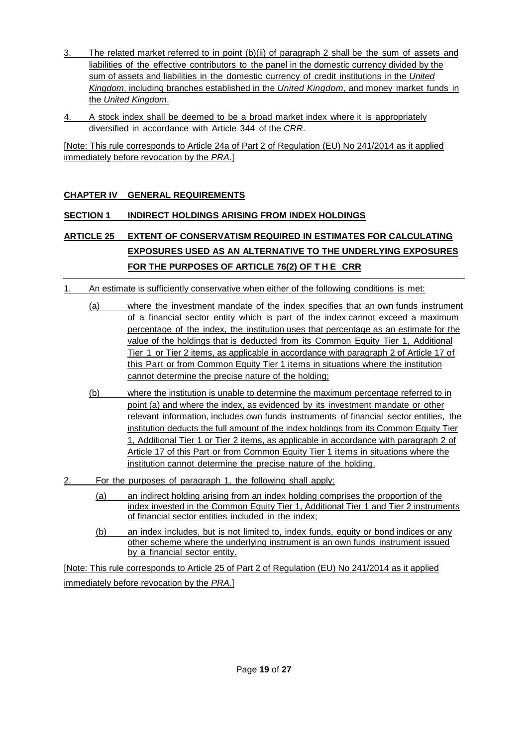3. The related market referred to in point (b)(ii) of paragraph 2 shall be the sum of assets and liabilities of the effective contributors to the panel in the domestic currency divided by the sum of assets and liabilities in the domestic currency of credit institutions in the *United Kingdom*, including branches established in the *United Kingdom*, and money market funds in the *United Kingdom*.

4. A stock index shall be deemed to be a broad market index where it is appropriately diversified in accordance with Article 344 of the *CRR*.

[Note: This rule corresponds to Article 24a of Part 2 of Regulation (EU) No 241/2014 as it applied immediately before revocation by the *PRA*.]

## CHAPTER IV GENERAL REQUIREMENTS

### SECTION 1 INDIRECT HOLDINGS ARISING FROM INDEX HOLDINGS

### ARTICLE 25 EXTENT OF CONSERVATISM REQUIRED IN ESTIMATES FOR CALCULATING EXPOSURES USED AS AN ALTERNATIVE TO THE UNDERLYING EXPOSURES FOR THE PURPOSES OF ARTICLE 76(2) OF THE CRR

1. An estimate is sufficiently conservative when either of the following conditions is met:

   (a) where the investment mandate of the index specifies that an own funds instrument of a financial sector entity which is part of the index cannot exceed a maximum percentage of the index, the institution uses that percentage as an estimate for the value of the holdings that is deducted from its Common Equity Tier 1, Additional Tier 1 or Tier 2 items, as applicable in accordance with paragraph 2 of Article 17 of this Part or from Common Equity Tier 1 items in situations where the institution cannot determine the precise nature of the holding;

   (b) where the institution is unable to determine the maximum percentage referred to in point (a) and where the index, as evidenced by its investment mandate or other relevant information, includes own funds instruments of financial sector entities, the institution deducts the full amount of the index holdings from its Common Equity Tier 1, Additional Tier 1 or Tier 2 items, as applicable in accordance with paragraph 2 of Article 17 of this Part or from Common Equity Tier 1 items in situations where the institution cannot determine the precise nature of the holding.

2. For the purposes of paragraph 1, the following shall apply:

   (a) an indirect holding arising from an index holding comprises the proportion of the index invested in the Common Equity Tier 1, Additional Tier 1 and Tier 2 instruments of financial sector entities included in the index;

   (b) an index includes, but is not limited to, index funds, equity or bond indices or any other scheme where the underlying instrument is an own funds instrument issued by a financial sector entity.

[Note: This rule corresponds to Article 25 of Part 2 of Regulation (EU) No 241/2014 as it applied immediately before revocation by the *PRA*.]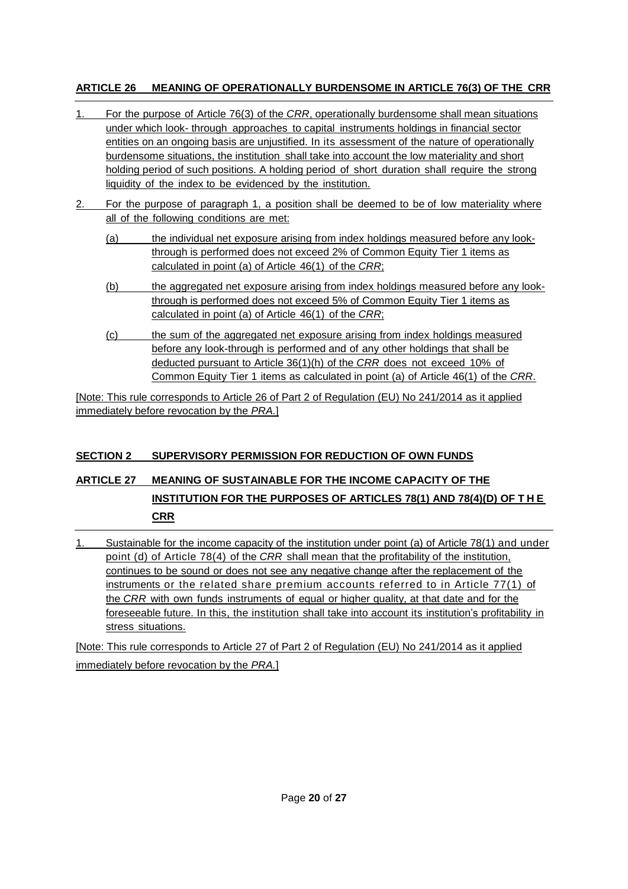## ARTICLE 26 MEANING OF OPERATIONALLY BURDENSOME IN ARTICLE 76(3) OF THE CRR

1. For the purpose of Article 76(3) of the *CRR*, operationally burdensome shall mean situations under which look- through approaches to capital instruments holdings in financial sector entities on an ongoing basis are unjustified. In its assessment of the nature of operationally burdensome situations, the institution shall take into account the low materiality and short holding period of such positions. A holding period of short duration shall require the strong liquidity of the index to be evidenced by the institution.

2. For the purpose of paragraph 1, a position shall be deemed to be of low materiality where all of the following conditions are met:

   (a) the individual net exposure arising from index holdings measured before any look-through is performed does not exceed 2% of Common Equity Tier 1 items as calculated in point (a) of Article 46(1) of the *CRR*;

   (b) the aggregated net exposure arising from index holdings measured before any look-through is performed does not exceed 5% of Common Equity Tier 1 items as calculated in point (a) of Article 46(1) of the *CRR*;

   (c) the sum of the aggregated net exposure arising from index holdings measured before any look-through is performed and of any other holdings that shall be deducted pursuant to Article 36(1)(h) of the *CRR* does not exceed 10% of Common Equity Tier 1 items as calculated in point (a) of Article 46(1) of the *CRR*.

[Note: This rule corresponds to Article 26 of Part 2 of Regulation (EU) No 241/2014 as it applied immediately before revocation by the *PRA*.]

## SECTION 2 SUPERVISORY PERMISSION FOR REDUCTION OF OWN FUNDS

## ARTICLE 27 MEANING OF SUSTAINABLE FOR THE INCOME CAPACITY OF THE INSTITUTION FOR THE PURPOSES OF ARTICLES 78(1) AND 78(4)(D) OF THE CRR

1. Sustainable for the income capacity of the institution under point (a) of Article 78(1) and under point (d) of Article 78(4) of the *CRR* shall mean that the profitability of the institution, continues to be sound or does not see any negative change after the replacement of the instruments or the related share premium accounts referred to in Article 77(1) of the *CRR* with own funds instruments of equal or higher quality, at that date and for the foreseeable future. In this, the institution shall take into account its institution's profitability in stress situations.

[Note: This rule corresponds to Article 27 of Part 2 of Regulation (EU) No 241/2014 as it applied immediately before revocation by the *PRA*.]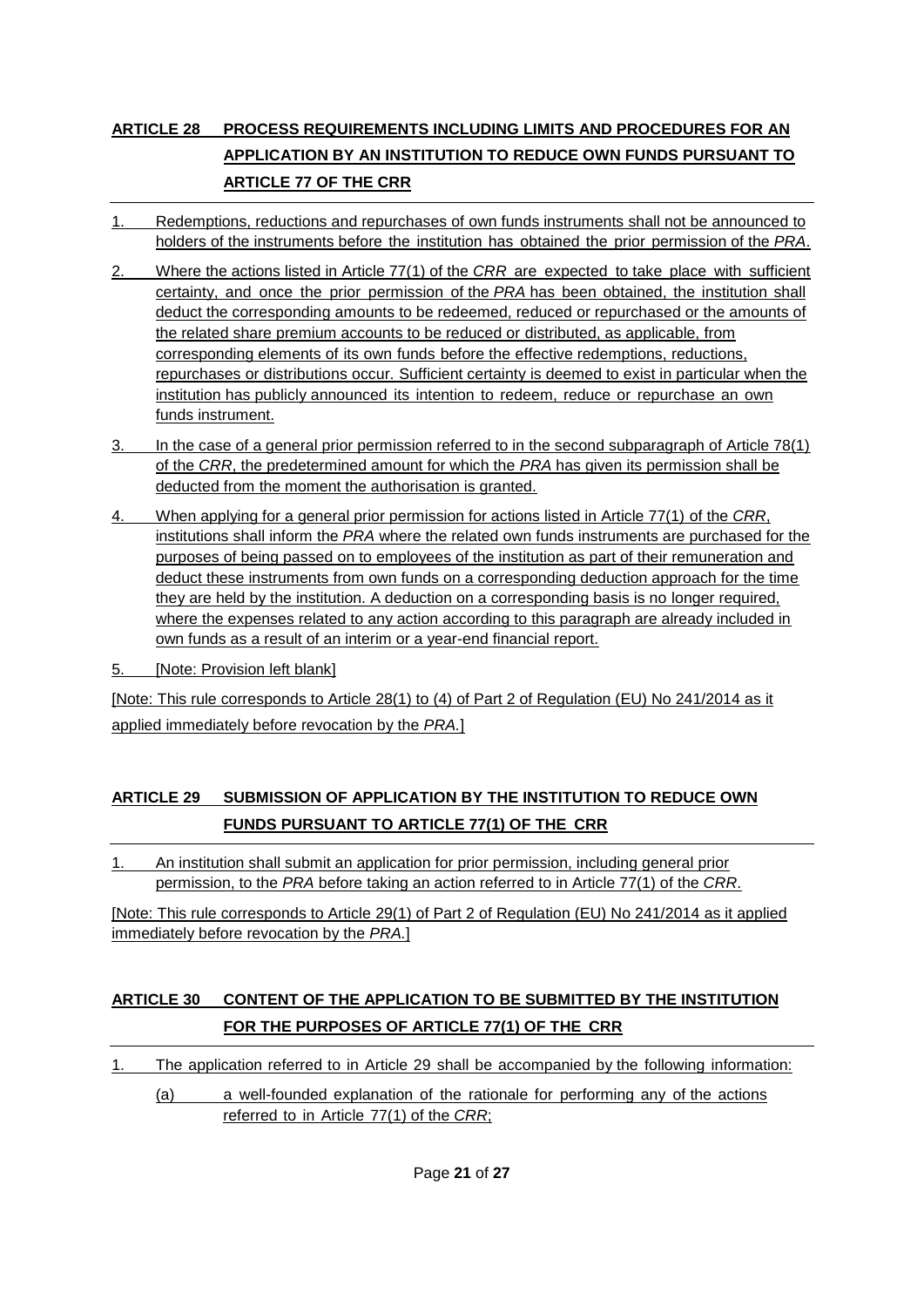## ARTICLE 28 PROCESS REQUIREMENTS INCLUDING LIMITS AND PROCEDURES FOR AN APPLICATION BY AN INSTITUTION TO REDUCE OWN FUNDS PURSUANT TO ARTICLE 77 OF THE CRR

1. Redemptions, reductions and repurchases of own funds instruments shall not be announced to holders of the instruments before the institution has obtained the prior permission of the *PRA*.
2. Where the actions listed in Article 77(1) of the *CRR* are expected to take place with sufficient certainty, and once the prior permission of the *PRA* has been obtained, the institution shall deduct the corresponding amounts to be redeemed, reduced or repurchased or the amounts of the related share premium accounts to be reduced or distributed, as applicable, from corresponding elements of its own funds before the effective redemptions, reductions, repurchases or distributions occur. Sufficient certainty is deemed to exist in particular when the institution has publicly announced its intention to redeem, reduce or repurchase an own funds instrument.
3. In the case of a general prior permission referred to in the second subparagraph of Article 78(1) of the *CRR*, the predetermined amount for which the *PRA* has given its permission shall be deducted from the moment the authorisation is granted.
4. When applying for a general prior permission for actions listed in Article 77(1) of the *CRR*, institutions shall inform the *PRA* where the related own funds instruments are purchased for the purposes of being passed on to employees of the institution as part of their remuneration and deduct these instruments from own funds on a corresponding deduction approach for the time they are held by the institution. A deduction on a corresponding basis is no longer required, where the expenses related to any action according to this paragraph are already included in own funds as a result of an interim or a year-end financial report.
5. [Note: Provision left blank]

[Note: This rule corresponds to Article 28(1) to (4) of Part 2 of Regulation (EU) No 241/2014 as it applied immediately before revocation by the *PRA*.]

## ARTICLE 29 SUBMISSION OF APPLICATION BY THE INSTITUTION TO REDUCE OWN FUNDS PURSUANT TO ARTICLE 77(1) OF THE CRR

1. An institution shall submit an application for prior permission, including general prior permission, to the *PRA* before taking an action referred to in Article 77(1) of the *CRR*.

[Note: This rule corresponds to Article 29(1) of Part 2 of Regulation (EU) No 241/2014 as it applied immediately before revocation by the *PRA*.]

## ARTICLE 30 CONTENT OF THE APPLICATION TO BE SUBMITTED BY THE INSTITUTION FOR THE PURPOSES OF ARTICLE 77(1) OF THE CRR

1. The application referred to in Article 29 shall be accompanied by the following information:
   (a) a well-founded explanation of the rationale for performing any of the actions referred to in Article 77(1) of the *CRR*;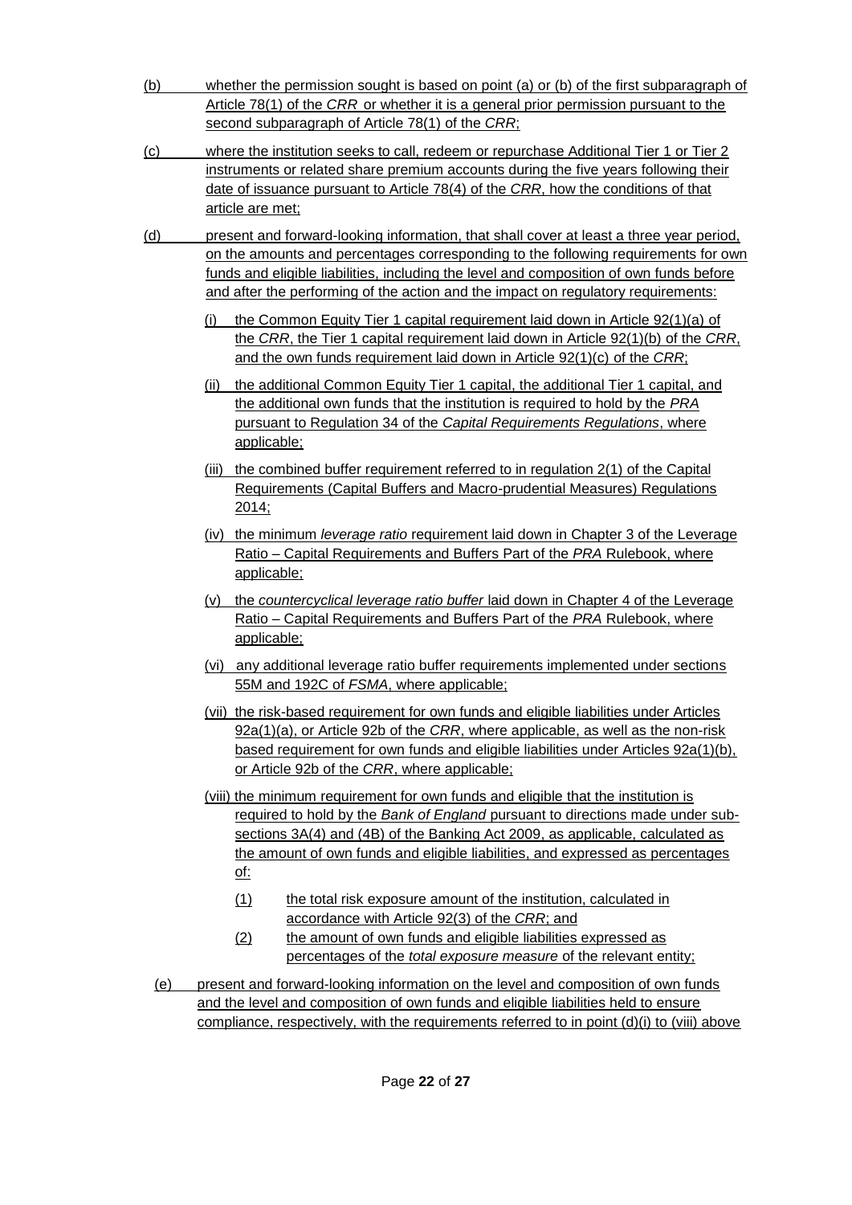(b) whether the permission sought is based on point (a) or (b) of the first subparagraph of Article 78(1) of the *CRR* or whether it is a general prior permission pursuant to the second subparagraph of Article 78(1) of the *CRR*;

(c) where the institution seeks to call, redeem or repurchase Additional Tier 1 or Tier 2 instruments or related share premium accounts during the five years following their date of issuance pursuant to Article 78(4) of the *CRR*, how the conditions of that article are met;

(d) present and forward-looking information, that shall cover at least a three year period, on the amounts and percentages corresponding to the following requirements for own funds and eligible liabilities, including the level and composition of own funds before and after the performing of the action and the impact on regulatory requirements:

   (i) the Common Equity Tier 1 capital requirement laid down in Article 92(1)(a) of the *CRR*, the Tier 1 capital requirement laid down in Article 92(1)(b) of the *CRR*, and the own funds requirement laid down in Article 92(1)(c) of the *CRR*;

   (ii) the additional Common Equity Tier 1 capital, the additional Tier 1 capital, and the additional own funds that the institution is required to hold by the *PRA* pursuant to Regulation 34 of the *Capital Requirements Regulations*, where applicable;

   (iii) the combined buffer requirement referred to in regulation 2(1) of the Capital Requirements (Capital Buffers and Macro-prudential Measures) Regulations 2014;

   (iv) the minimum *leverage ratio* requirement laid down in Chapter 3 of the Leverage Ratio – Capital Requirements and Buffers Part of the *PRA* Rulebook, where applicable;

   (v) the *countercyclical leverage ratio buffer* laid down in Chapter 4 of the Leverage Ratio – Capital Requirements and Buffers Part of the *PRA* Rulebook, where applicable;

   (vi) any additional leverage ratio buffer requirements implemented under sections 55M and 192C of *FSMA*, where applicable;

   (vii) the risk-based requirement for own funds and eligible liabilities under Articles 92a(1)(a), or Article 92b of the *CRR*, where applicable, as well as the non-risk based requirement for own funds and eligible liabilities under Articles 92a(1)(b), or Article 92b of the *CRR*, where applicable;

   (viii) the minimum requirement for own funds and eligible that the institution is required to hold by the *Bank of England* pursuant to directions made under sub-sections 3A(4) and (4B) of the Banking Act 2009, as applicable, calculated as the amount of own funds and eligible liabilities, and expressed as percentages of:

      (1) the total risk exposure amount of the institution, calculated in accordance with Article 92(3) of the *CRR*; and

      (2) the amount of own funds and eligible liabilities expressed as percentages of the *total exposure measure* of the relevant entity;

(e) present and forward-looking information on the level and composition of own funds and the level and composition of own funds and eligible liabilities held to ensure compliance, respectively, with the requirements referred to in point (d)(i) to (viii) above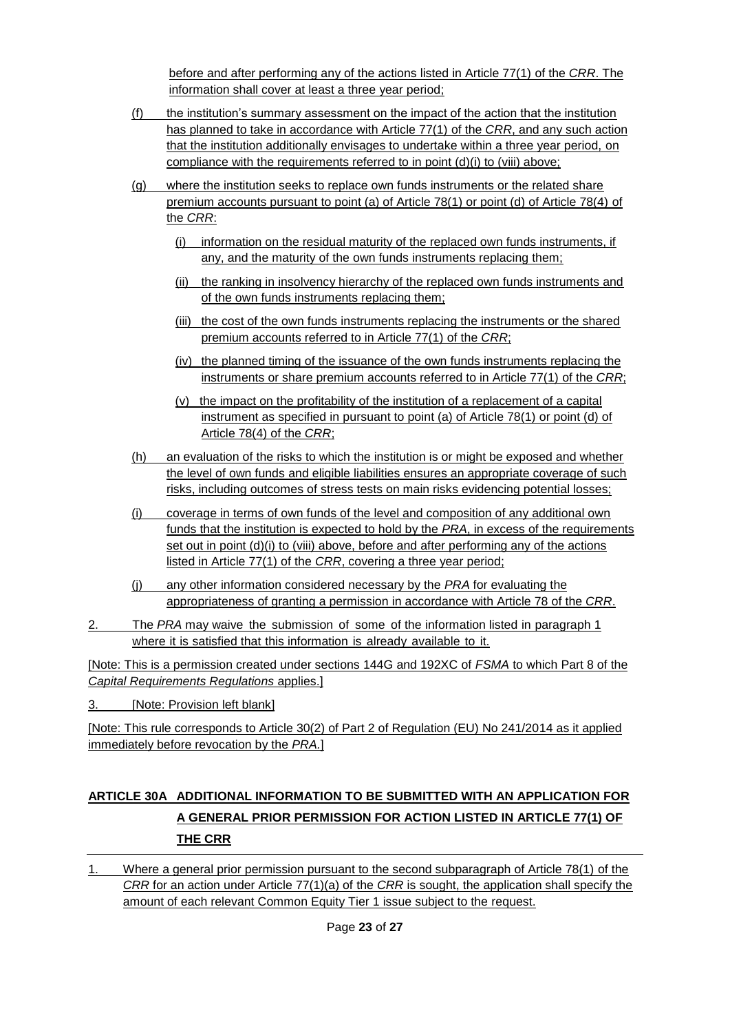before and after performing any of the actions listed in Article 77(1) of the *CRR*. The information shall cover at least a three year period;

(f) the institution's summary assessment on the impact of the action that the institution has planned to take in accordance with Article 77(1) of the *CRR*, and any such action that the institution additionally envisages to undertake within a three year period, on compliance with the requirements referred to in point (d)(i) to (viii) above;

(g) where the institution seeks to replace own funds instruments or the related share premium accounts pursuant to point (a) of Article 78(1) or point (d) of Article 78(4) of the *CRR*:

  (i) information on the residual maturity of the replaced own funds instruments, if any, and the maturity of the own funds instruments replacing them;

  (ii) the ranking in insolvency hierarchy of the replaced own funds instruments and of the own funds instruments replacing them;

  (iii) the cost of the own funds instruments replacing the instruments or the shared premium accounts referred to in Article 77(1) of the *CRR*;

  (iv) the planned timing of the issuance of the own funds instruments replacing the instruments or share premium accounts referred to in Article 77(1) of the *CRR*;

  (v) the impact on the profitability of the institution of a replacement of a capital instrument as specified in pursuant to point (a) of Article 78(1) or point (d) of Article 78(4) of the *CRR*;

(h) an evaluation of the risks to which the institution is or might be exposed and whether the level of own funds and eligible liabilities ensures an appropriate coverage of such risks, including outcomes of stress tests on main risks evidencing potential losses;

(i) coverage in terms of own funds of the level and composition of any additional own funds that the institution is expected to hold by the *PRA*, in excess of the requirements set out in point (d)(i) to (viii) above, before and after performing any of the actions listed in Article 77(1) of the *CRR*, covering a three year period;

(j) any other information considered necessary by the *PRA* for evaluating the appropriateness of granting a permission in accordance with Article 78 of the *CRR*.

2. The *PRA* may waive the submission of some of the information listed in paragraph 1 where it is satisfied that this information is already available to it.

[Note: This is a permission created under sections 144G and 192XC of *FSMA* to which Part 8 of the *Capital Requirements Regulations* applies.]

3. [Note: Provision left blank]

[Note: This rule corresponds to Article 30(2) of Part 2 of Regulation (EU) No 241/2014 as it applied immediately before revocation by the *PRA*.]

## ARTICLE 30A ADDITIONAL INFORMATION TO BE SUBMITTED WITH AN APPLICATION FOR A GENERAL PRIOR PERMISSION FOR ACTION LISTED IN ARTICLE 77(1) OF THE CRR

1. Where a general prior permission pursuant to the second subparagraph of Article 78(1) of the *CRR* for an action under Article 77(1)(a) of the *CRR* is sought, the application shall specify the amount of each relevant Common Equity Tier 1 issue subject to the request.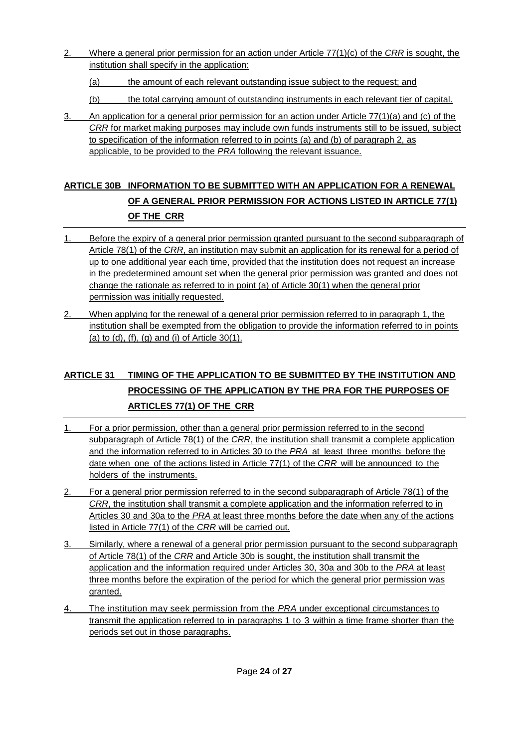2. Where a general prior permission for an action under Article 77(1)(c) of the *CRR* is sought, the institution shall specify in the application:

   (a) the amount of each relevant outstanding issue subject to the request; and

   (b) the total carrying amount of outstanding instruments in each relevant tier of capital.

3. An application for a general prior permission for an action under Article 77(1)(a) and (c) of the *CRR* for market making purposes may include own funds instruments still to be issued, subject to specification of the information referred to in points (a) and (b) of paragraph 2, as applicable, to be provided to the *PRA* following the relevant issuance.

## ARTICLE 30B INFORMATION TO BE SUBMITTED WITH AN APPLICATION FOR A RENEWAL OF A GENERAL PRIOR PERMISSION FOR ACTIONS LISTED IN ARTICLE 77(1) OF THE CRR

1. Before the expiry of a general prior permission granted pursuant to the second subparagraph of Article 78(1) of the *CRR*, an institution may submit an application for its renewal for a period of up to one additional year each time, provided that the institution does not request an increase in the predetermined amount set when the general prior permission was granted and does not change the rationale as referred to in point (a) of Article 30(1) when the general prior permission was initially requested.

2. When applying for the renewal of a general prior permission referred to in paragraph 1, the institution shall be exempted from the obligation to provide the information referred to in points (a) to (d), (f), (g) and (i) of Article 30(1).

## ARTICLE 31 TIMING OF THE APPLICATION TO BE SUBMITTED BY THE INSTITUTION AND PROCESSING OF THE APPLICATION BY THE PRA FOR THE PURPOSES OF ARTICLES 77(1) OF THE CRR

1. For a prior permission, other than a general prior permission referred to in the second subparagraph of Article 78(1) of the *CRR*, the institution shall transmit a complete application and the information referred to in Articles 30 to the *PRA* at least three months before the date when one of the actions listed in Article 77(1) of the *CRR* will be announced to the holders of the instruments.

2. For a general prior permission referred to in the second subparagraph of Article 78(1) of the *CRR*, the institution shall transmit a complete application and the information referred to in Articles 30 and 30a to the *PRA* at least three months before the date when any of the actions listed in Article 77(1) of the *CRR* will be carried out.

3. Similarly, where a renewal of a general prior permission pursuant to the second subparagraph of Article 78(1) of the *CRR* and Article 30b is sought, the institution shall transmit the application and the information required under Articles 30, 30a and 30b to the *PRA* at least three months before the expiration of the period for which the general prior permission was granted.

4. The institution may seek permission from the *PRA* under exceptional circumstances to transmit the application referred to in paragraphs 1 to 3 within a time frame shorter than the periods set out in those paragraphs.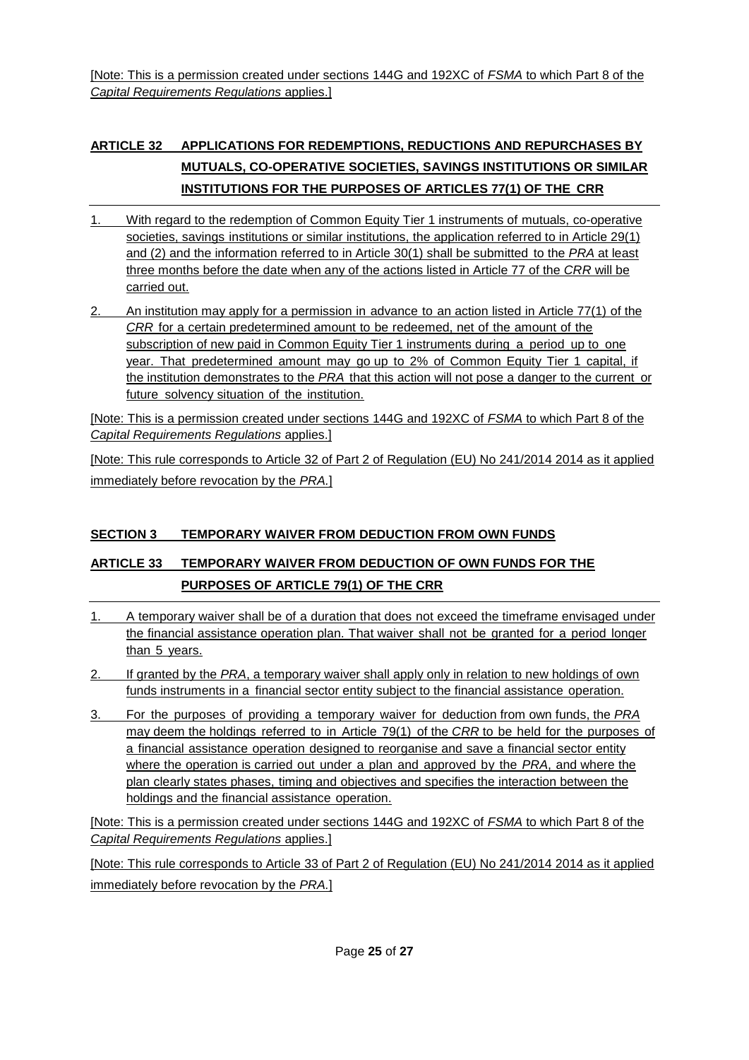[Note: This is a permission created under sections 144G and 192XC of *FSMA* to which Part 8 of the *Capital Requirements Regulations* applies.]

## ARTICLE 32 APPLICATIONS FOR REDEMPTIONS, REDUCTIONS AND REPURCHASES BY MUTUALS, CO-OPERATIVE SOCIETIES, SAVINGS INSTITUTIONS OR SIMILAR INSTITUTIONS FOR THE PURPOSES OF ARTICLES 77(1) OF THE CRR

1. With regard to the redemption of Common Equity Tier 1 instruments of mutuals, co-operative societies, savings institutions or similar institutions, the application referred to in Article 29(1) and (2) and the information referred to in Article 30(1) shall be submitted to the *PRA* at least three months before the date when any of the actions listed in Article 77 of the *CRR* will be carried out.
2. An institution may apply for a permission in advance to an action listed in Article 77(1) of the *CRR* for a certain predetermined amount to be redeemed, net of the amount of the subscription of new paid in Common Equity Tier 1 instruments during a period up to one year. That predetermined amount may go up to 2% of Common Equity Tier 1 capital, if the institution demonstrates to the *PRA* that this action will not pose a danger to the current or future solvency situation of the institution.

[Note: This is a permission created under sections 144G and 192XC of *FSMA* to which Part 8 of the *Capital Requirements Regulations* applies.]

[Note: This rule corresponds to Article 32 of Part 2 of Regulation (EU) No 241/2014 2014 as it applied immediately before revocation by the *PRA*.]

## SECTION 3 TEMPORARY WAIVER FROM DEDUCTION FROM OWN FUNDS

## ARTICLE 33 TEMPORARY WAIVER FROM DEDUCTION OF OWN FUNDS FOR THE PURPOSES OF ARTICLE 79(1) OF THE CRR

1. A temporary waiver shall be of a duration that does not exceed the timeframe envisaged under the financial assistance operation plan. That waiver shall not be granted for a period longer than 5 years.
2. If granted by the *PRA*, a temporary waiver shall apply only in relation to new holdings of own funds instruments in a financial sector entity subject to the financial assistance operation.
3. For the purposes of providing a temporary waiver for deduction from own funds, the *PRA* may deem the holdings referred to in Article 79(1) of the *CRR* to be held for the purposes of a financial assistance operation designed to reorganise and save a financial sector entity where the operation is carried out under a plan and approved by the *PRA*, and where the plan clearly states phases, timing and objectives and specifies the interaction between the holdings and the financial assistance operation.

[Note: This is a permission created under sections 144G and 192XC of *FSMA* to which Part 8 of the *Capital Requirements Regulations* applies.]

[Note: This rule corresponds to Article 33 of Part 2 of Regulation (EU) No 241/2014 2014 as it applied immediately before revocation by the *PRA*.]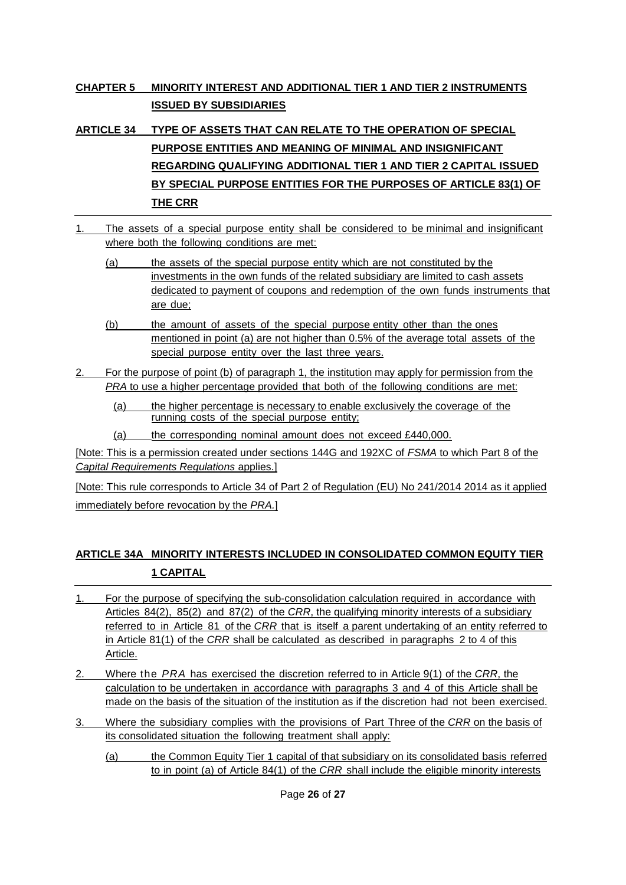## CHAPTER 5 MINORITY INTEREST AND ADDITIONAL TIER 1 AND TIER 2 INSTRUMENTS ISSUED BY SUBSIDIARIES

### ARTICLE 34 TYPE OF ASSETS THAT CAN RELATE TO THE OPERATION OF SPECIAL PURPOSE ENTITIES AND MEANING OF MINIMAL AND INSIGNIFICANT REGARDING QUALIFYING ADDITIONAL TIER 1 AND TIER 2 CAPITAL ISSUED BY SPECIAL PURPOSE ENTITIES FOR THE PURPOSES OF ARTICLE 83(1) OF THE CRR

1. The assets of a special purpose entity shall be considered to be minimal and insignificant where both the following conditions are met:

   (a) the assets of the special purpose entity which are not constituted by the investments in the own funds of the related subsidiary are limited to cash assets dedicated to payment of coupons and redemption of the own funds instruments that are due;

   (b) the amount of assets of the special purpose entity other than the ones mentioned in point (a) are not higher than 0.5% of the average total assets of the special purpose entity over the last three years.

2. For the purpose of point (b) of paragraph 1, the institution may apply for permission from the *PRA* to use a higher percentage provided that both of the following conditions are met:

   (a) the higher percentage is necessary to enable exclusively the coverage of the running costs of the special purpose entity;

   (a) the corresponding nominal amount does not exceed £440,000.

[Note: This is a permission created under sections 144G and 192XC of *FSMA* to which Part 8 of the *Capital Requirements Regulations* applies.]

[Note: This rule corresponds to Article 34 of Part 2 of Regulation (EU) No 241/2014 2014 as it applied immediately before revocation by the *PRA*.]

### ARTICLE 34A MINORITY INTERESTS INCLUDED IN CONSOLIDATED COMMON EQUITY TIER 1 CAPITAL

1. For the purpose of specifying the sub-consolidation calculation required in accordance with Articles 84(2), 85(2) and 87(2) of the *CRR*, the qualifying minority interests of a subsidiary referred to in Article 81 of the *CRR* that is itself a parent undertaking of an entity referred to in Article 81(1) of the *CRR* shall be calculated as described in paragraphs 2 to 4 of this Article.

2. Where the *PRA* has exercised the discretion referred to in Article 9(1) of the *CRR*, the calculation to be undertaken in accordance with paragraphs 3 and 4 of this Article shall be made on the basis of the situation of the institution as if the discretion had not been exercised.

3. Where the subsidiary complies with the provisions of Part Three of the *CRR* on the basis of its consolidated situation the following treatment shall apply:

   (a) the Common Equity Tier 1 capital of that subsidiary on its consolidated basis referred to in point (a) of Article 84(1) of the *CRR* shall include the eligible minority interests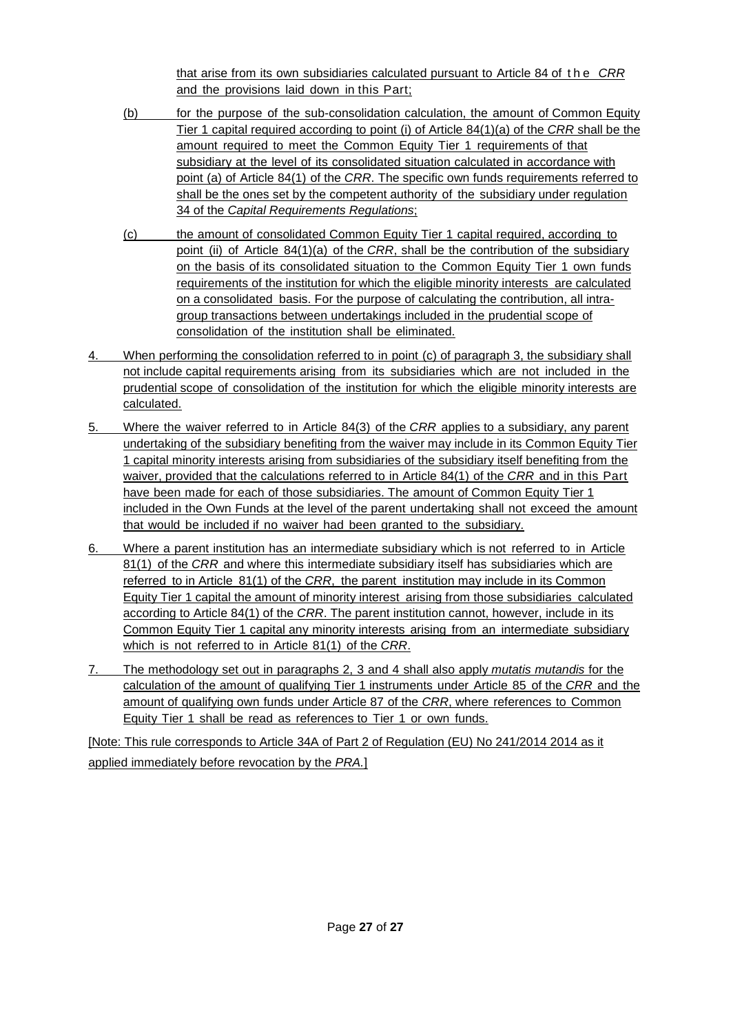that arise from its own subsidiaries calculated pursuant to Article 84 of the *CRR* and the provisions laid down in this Part;

(b) for the purpose of the sub-consolidation calculation, the amount of Common Equity Tier 1 capital required according to point (i) of Article 84(1)(a) of the *CRR* shall be the amount required to meet the Common Equity Tier 1 requirements of that subsidiary at the level of its consolidated situation calculated in accordance with point (a) of Article 84(1) of the *CRR*. The specific own funds requirements referred to shall be the ones set by the competent authority of the subsidiary under regulation 34 of the *Capital Requirements Regulations*;

(c) the amount of consolidated Common Equity Tier 1 capital required, according to point (ii) of Article 84(1)(a) of the *CRR*, shall be the contribution of the subsidiary on the basis of its consolidated situation to the Common Equity Tier 1 own funds requirements of the institution for which the eligible minority interests are calculated on a consolidated basis. For the purpose of calculating the contribution, all intra-group transactions between undertakings included in the prudential scope of consolidation of the institution shall be eliminated.

4. When performing the consolidation referred to in point (c) of paragraph 3, the subsidiary shall not include capital requirements arising from its subsidiaries which are not included in the prudential scope of consolidation of the institution for which the eligible minority interests are calculated.

5. Where the waiver referred to in Article 84(3) of the *CRR* applies to a subsidiary, any parent undertaking of the subsidiary benefiting from the waiver may include in its Common Equity Tier 1 capital minority interests arising from subsidiaries of the subsidiary itself benefiting from the waiver, provided that the calculations referred to in Article 84(1) of the *CRR* and in this Part have been made for each of those subsidiaries. The amount of Common Equity Tier 1 included in the Own Funds at the level of the parent undertaking shall not exceed the amount that would be included if no waiver had been granted to the subsidiary.

6. Where a parent institution has an intermediate subsidiary which is not referred to in Article 81(1) of the *CRR* and where this intermediate subsidiary itself has subsidiaries which are referred to in Article 81(1) of the *CRR*, the parent institution may include in its Common Equity Tier 1 capital the amount of minority interest arising from those subsidiaries calculated according to Article 84(1) of the *CRR*. The parent institution cannot, however, include in its Common Equity Tier 1 capital any minority interests arising from an intermediate subsidiary which is not referred to in Article 81(1) of the *CRR*.

7. The methodology set out in paragraphs 2, 3 and 4 shall also apply *mutatis mutandis* for the calculation of the amount of qualifying Tier 1 instruments under Article 85 of the *CRR* and the amount of qualifying own funds under Article 87 of the *CRR*, where references to Common Equity Tier 1 shall be read as references to Tier 1 or own funds.

[Note: This rule corresponds to Article 34A of Part 2 of Regulation (EU) No 241/2014 2014 as it applied immediately before revocation by the *PRA*.]